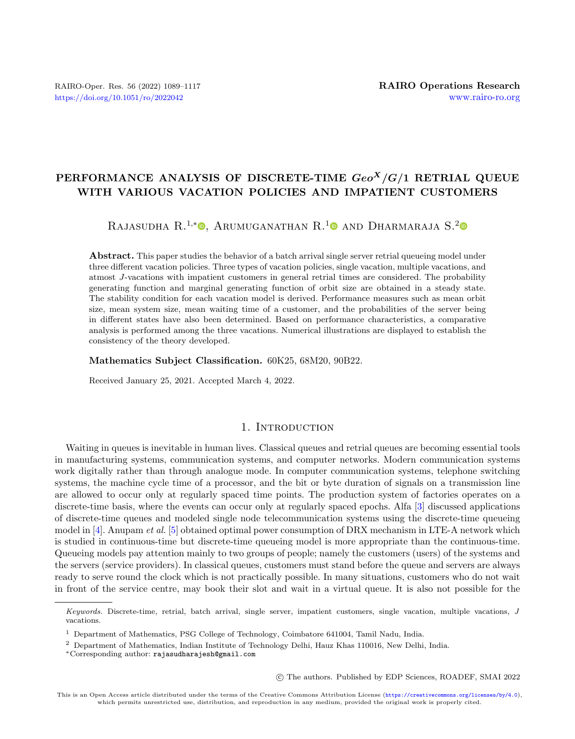# PERFORMANCE ANALYSIS OF DISCRETE-TIME $Geo^X/G/1$ RETRIAL QUEUE WITH VARIOUS VACATION POLICIES AND IMPATIENT CUSTOMERS

Rajasudha R.[1,*], Arumuganathan R.[1] and Dharmaraja S.[2]

**Abstract.** This paper studies the behavior of a batch arrival single server retrial queueing model under three different vacation policies. Three types of vacation policies, single vacation, multiple vacations, and atmost $J$-vacations with impatient customers in general retrial times are considered. The probability generating function and marginal generating function of orbit size are obtained in a steady state. The stability condition for each vacation model is derived. Performance measures such as mean orbit size, mean system size, mean waiting time of a customer, and the probabilities of the server being in different states have also been determined. Based on performance characteristics, a comparative analysis is performed among the three vacations. Numerical illustrations are displayed to establish the consistency of the theory developed.

**Mathematics Subject Classification.** 60K25, 68M20, 90B22.

Received January 25, 2021. Accepted March 4, 2022.

## 1. Introduction

Waiting in queues is inevitable in human lives. Classical queues and retrial queues are becoming essential tools in manufacturing systems, communication systems, and computer networks. Modern communication systems work digitally rather than through analogue mode. In computer communication systems, telephone switching systems, the machine cycle time of a processor, and the bit or byte duration of signals on a transmission line are allowed to occur only at regularly spaced time points. The production system of factories operates on a discrete-time basis, where the events can occur only at regularly spaced epochs. Alfa [3] discussed applications of discrete-time queues and modeled single node telecommunication systems using the discrete-time queueing model in [4]. Anupam *et al.* [5] obtained optimal power consumption of DRX mechanism in LTE-A network which is studied in continuous-time but discrete-time queueing model is more appropriate than the continuous-time. Queueing models pay attention mainly to two groups of people; namely the customers (users) of the systems and the servers (service providers). In classical queues, customers must stand before the queue and servers are always ready to serve round the clock which is not practically possible. In many situations, customers who do not wait in front of the service centre, may book their slot and wait in a virtual queue. It is also not possible for the

---

*Keywords.* Discrete-time, retrial, batch arrival, single server, impatient customers, single vacation, multiple vacations, $J$ vacations.

[1] Department of Mathematics, PSG College of Technology, Coimbatore 641004, Tamil Nadu, India.

[2] Department of Mathematics, Indian Institute of Technology Delhi, Hauz Khas 110016, New Delhi, India.

[*]Corresponding author: rajasudharajesh@gmail.com

© The authors. Published by EDP Sciences, ROADEF, SMAI 2022

This is an Open Access article distributed under the terms of the Creative Commons Attribution License (https://creativecommons.org/licenses/by/4.0), which permits unrestricted use, distribution, and reproduction in any medium, provided the original work is properly cited.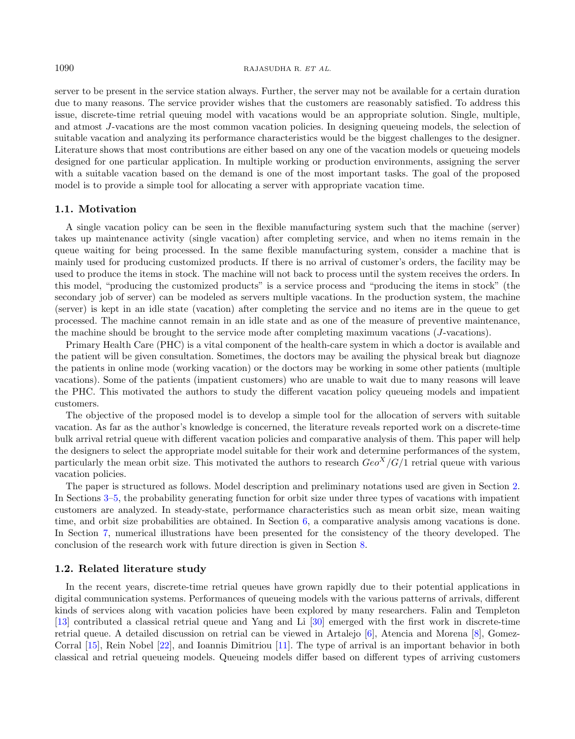server to be present in the service station always. Further, the server may not be available for a certain duration due to many reasons. The service provider wishes that the customers are reasonably satisfied. To address this issue, discrete-time retrial queuing model with vacations would be an appropriate solution. Single, multiple, and atmost $J$-vacations are the most common vacation policies. In designing queueing models, the selection of suitable vacation and analyzing its performance characteristics would be the biggest challenges to the designer. Literature shows that most contributions are either based on any one of the vacation models or queueing models designed for one particular application. In multiple working or production environments, assigning the server with a suitable vacation based on the demand is one of the most important tasks. The goal of the proposed model is to provide a simple tool for allocating a server with appropriate vacation time.

### 1.1. Motivation

A single vacation policy can be seen in the flexible manufacturing system such that the machine (server) takes up maintenance activity (single vacation) after completing service, and when no items remain in the queue waiting for being processed. In the same flexible manufacturing system, consider a machine that is mainly used for producing customized products. If there is no arrival of customer's orders, the facility may be used to produce the items in stock. The machine will not back to process until the system receives the orders. In this model, "producing the customized products" is a service process and "producing the items in stock" (the secondary job of server) can be modeled as servers multiple vacations. In the production system, the machine (server) is kept in an idle state (vacation) after completing the service and no items are in the queue to get processed. The machine cannot remain in an idle state and as one of the measure of preventive maintenance, the machine should be brought to the service mode after completing maximum vacations ($J$-vacations).

Primary Health Care (PHC) is a vital component of the health-care system in which a doctor is available and the patient will be given consultation. Sometimes, the doctors may be availing the physical break but diagnoze the patients in online mode (working vacation) or the doctors may be working in some other patients (multiple vacations). Some of the patients (impatient customers) who are unable to wait due to many reasons will leave the PHC. This motivated the authors to study the different vacation policy queueing models and impatient customers.

The objective of the proposed model is to develop a simple tool for the allocation of servers with suitable vacation. As far as the author's knowledge is concerned, the literature reveals reported work on a discrete-time bulk arrival retrial queue with different vacation policies and comparative analysis of them. This paper will help the designers to select the appropriate model suitable for their work and determine performances of the system, particularly the mean orbit size. This motivated the authors to research $Geo^X/G/1$ retrial queue with various vacation policies.

The paper is structured as follows. Model description and preliminary notations used are given in Section 2. In Sections 3–5, the probability generating function for orbit size under three types of vacations with impatient customers are analyzed. In steady-state, performance characteristics such as mean orbit size, mean waiting time, and orbit size probabilities are obtained. In Section 6, a comparative analysis among vacations is done. In Section 7, numerical illustrations have been presented for the consistency of the theory developed. The conclusion of the research work with future direction is given in Section 8.

### 1.2. Related literature study

In the recent years, discrete-time retrial queues have grown rapidly due to their potential applications in digital communication systems. Performances of queueing models with the various patterns of arrivals, different kinds of services along with vacation policies have been explored by many researchers. Falin and Templeton [13] contributed a classical retrial queue and Yang and Li [30] emerged with the first work in discrete-time retrial queue. A detailed discussion on retrial can be viewed in Artalejo [6], Atencia and Morena [8], Gomez-Corral [15], Rein Nobel [22], and Ioannis Dimitriou [11]. The type of arrival is an important behavior in both classical and retrial queueing models. Queueing models differ based on different types of arriving customers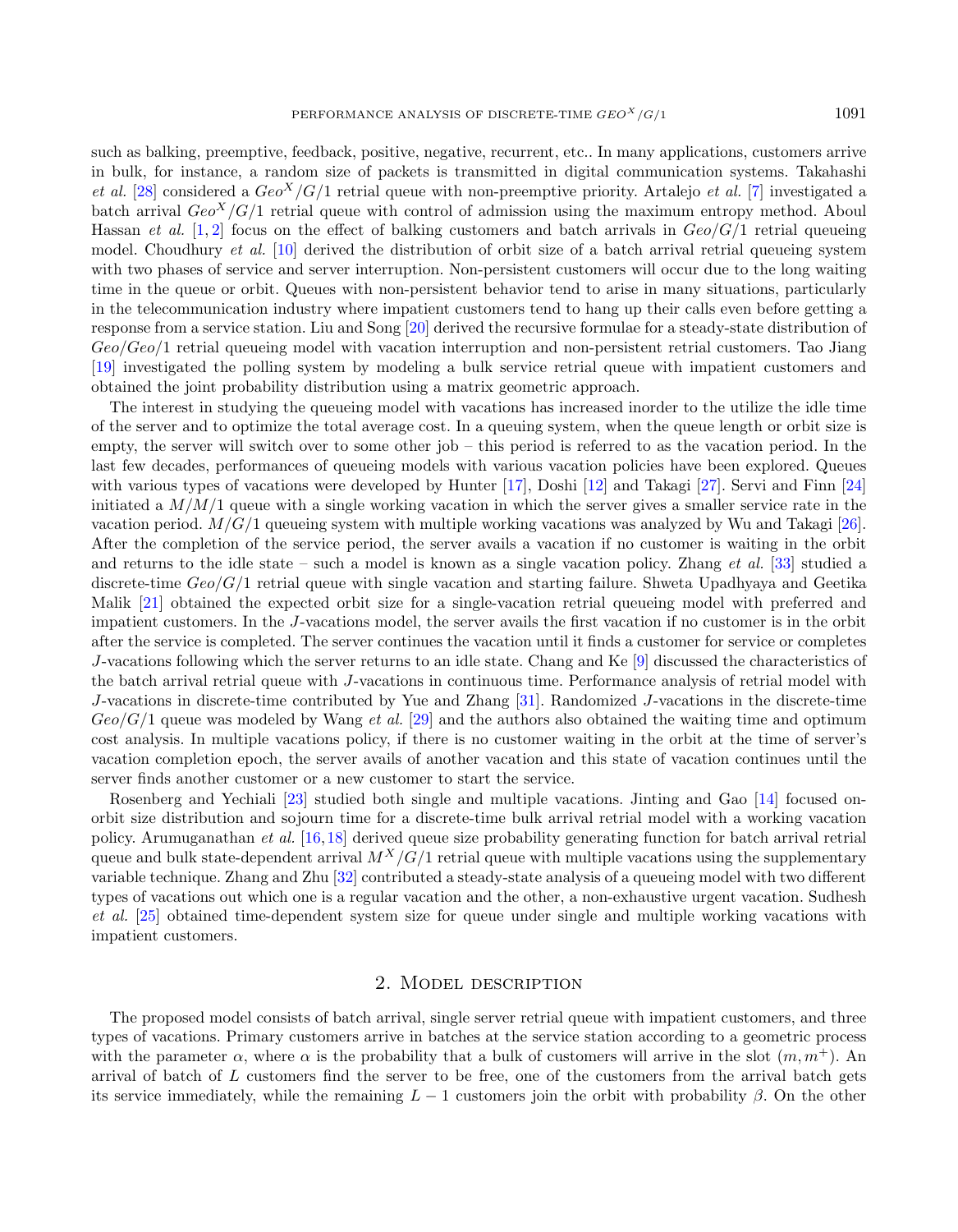such as balking, preemptive, feedback, positive, negative, recurrent, etc.. In many applications, customers arrive in bulk, for instance, a random size of packets is transmitted in digital communication systems. Takahashi *et al.* [28] considered a $Geo^X/G/1$ retrial queue with non-preemptive priority. Artalejo *et al.* [7] investigated a batch arrival $Geo^X/G/1$ retrial queue with control of admission using the maximum entropy method. Aboul Hassan *et al.* [1, 2] focus on the effect of balking customers and batch arrivals in $Geo/G/1$ retrial queueing model. Choudhury *et al.* [10] derived the distribution of orbit size of a batch arrival retrial queueing system with two phases of service and server interruption. Non-persistent customers will occur due to the long waiting time in the queue or orbit. Queues with non-persistent behavior tend to arise in many situations, particularly in the telecommunication industry where impatient customers tend to hang up their calls even before getting a response from a service station. Liu and Song [20] derived the recursive formulae for a steady-state distribution of $Geo/Geo/1$ retrial queueing model with vacation interruption and non-persistent retrial customers. Tao Jiang [19] investigated the polling system by modeling a bulk service retrial queue with impatient customers and obtained the joint probability distribution using a matrix geometric approach.

The interest in studying the queueing model with vacations has increased inorder to the utilize the idle time of the server and to optimize the total average cost. In a queuing system, when the queue length or orbit size is empty, the server will switch over to some other job – this period is referred to as the vacation period. In the last few decades, performances of queueing models with various vacation policies have been explored. Queues with various types of vacations were developed by Hunter [17], Doshi [12] and Takagi [27]. Servi and Finn [24] initiated a $M/M/1$ queue with a single working vacation in which the server gives a smaller service rate in the vacation period. $M/G/1$ queueing system with multiple working vacations was analyzed by Wu and Takagi [26]. After the completion of the service period, the server avails a vacation if no customer is waiting in the orbit and returns to the idle state – such a model is known as a single vacation policy. Zhang *et al.* [33] studied a discrete-time $Geo/G/1$ retrial queue with single vacation and starting failure. Shweta Upadhyaya and Geetika Malik [21] obtained the expected orbit size for a single-vacation retrial queueing model with preferred and impatient customers. In the $J$-vacations model, the server avails the first vacation if no customer is in the orbit after the service is completed. The server continues the vacation until it finds a customer for service or completes $J$-vacations following which the server returns to an idle state. Chang and Ke [9] discussed the characteristics of the batch arrival retrial queue with $J$-vacations in continuous time. Performance analysis of retrial model with $J$-vacations in discrete-time contributed by Yue and Zhang [31]. Randomized $J$-vacations in the discrete-time $Geo/G/1$ queue was modeled by Wang *et al.* [29] and the authors also obtained the waiting time and optimum cost analysis. In multiple vacations policy, if there is no customer waiting in the orbit at the time of server's vacation completion epoch, the server avails of another vacation and this state of vacation continues until the server finds another customer or a new customer to start the service.

Rosenberg and Yechiali [23] studied both single and multiple vacations. Jinting and Gao [14] focused on-orbit size distribution and sojourn time for a discrete-time bulk arrival retrial model with a working vacation policy. Arumuganathan *et al.* [16, 18] derived queue size probability generating function for batch arrival retrial queue and bulk state-dependent arrival $M^X/G/1$ retrial queue with multiple vacations using the supplementary variable technique. Zhang and Zhu [32] contributed a steady-state analysis of a queueing model with two different types of vacations out which one is a regular vacation and the other, a non-exhaustive urgent vacation. Sudhesh *et al.* [25] obtained time-dependent system size for queue under single and multiple working vacations with impatient customers.

## 2. Model description

The proposed model consists of batch arrival, single server retrial queue with impatient customers, and three types of vacations. Primary customers arrive in batches at the service station according to a geometric process with the parameter $\alpha$, where $\alpha$ is the probability that a bulk of customers will arrive in the slot $(m, m^+)$. An arrival of batch of $L$ customers find the server to be free, one of the customers from the arrival batch gets its service immediately, while the remaining $L - 1$ customers join the orbit with probability $\beta$. On the other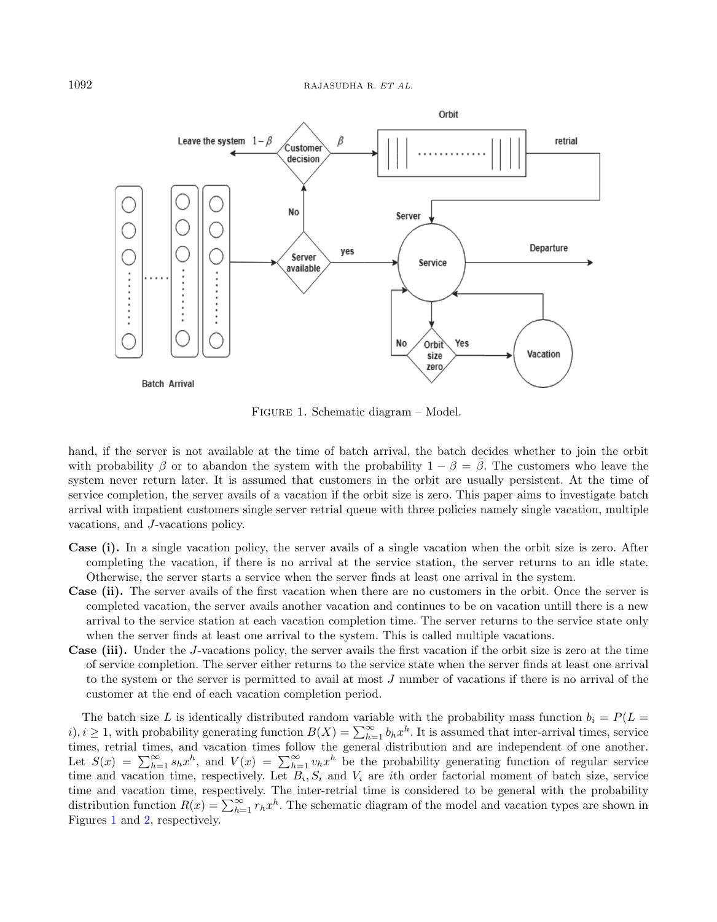FIGURE 1. Schematic diagram – Model.

hand, if the server is not available at the time of batch arrival, the batch decides whether to join the orbit with probability $\beta$ or to abandon the system with the probability $1 - \beta = \bar{\beta}$. The customers who leave the system never return later. It is assumed that customers in the orbit are usually persistent. At the time of service completion, the server avails of a vacation if the orbit size is zero. This paper aims to investigate batch arrival with impatient customers single server retrial queue with three policies namely single vacation, multiple vacations, and $J$-vacations policy.

- **Case (i).** In a single vacation policy, the server avails of a single vacation when the orbit size is zero. After completing the vacation, if there is no arrival at the service station, the server returns to an idle state. Otherwise, the server starts a service when the server finds at least one arrival in the system.
- **Case (ii).** The server avails of the first vacation when there are no customers in the orbit. Once the server is completed vacation, the server avails another vacation and continues to be on vacation untill there is a new arrival to the service station at each vacation completion time. The server returns to the service state only when the server finds at least one arrival to the system. This is called multiple vacations.
- **Case (iii).** Under the $J$-vacations policy, the server avails the first vacation if the orbit size is zero at the time of service completion. The server either returns to the service state when the server finds at least one arrival to the system or the server is permitted to avail at most $J$ number of vacations if there is no arrival of the customer at the end of each vacation completion period.

The batch size $L$ is identically distributed random variable with the probability mass function $b_i = P(L = i), i \geq 1$, with probability generating function $B(X) = \sum_{h=1}^{\infty} b_h x^h$. It is assumed that inter-arrival times, service times, retrial times, and vacation times follow the general distribution and are independent of one another. Let $S(x) = \sum_{h=1}^{\infty} s_h x^h$, and $V(x) = \sum_{h=1}^{\infty} v_h x^h$ be the probability generating function of regular service time and vacation time, respectively. Let $B_i, S_i$ and $V_i$ are $i$th order factorial moment of batch size, service time and vacation time, respectively. The inter-retrial time is considered to be general with the probability distribution function $R(x) = \sum_{h=1}^{\infty} r_h x^h$. The schematic diagram of the model and vacation types are shown in Figures 1 and 2, respectively.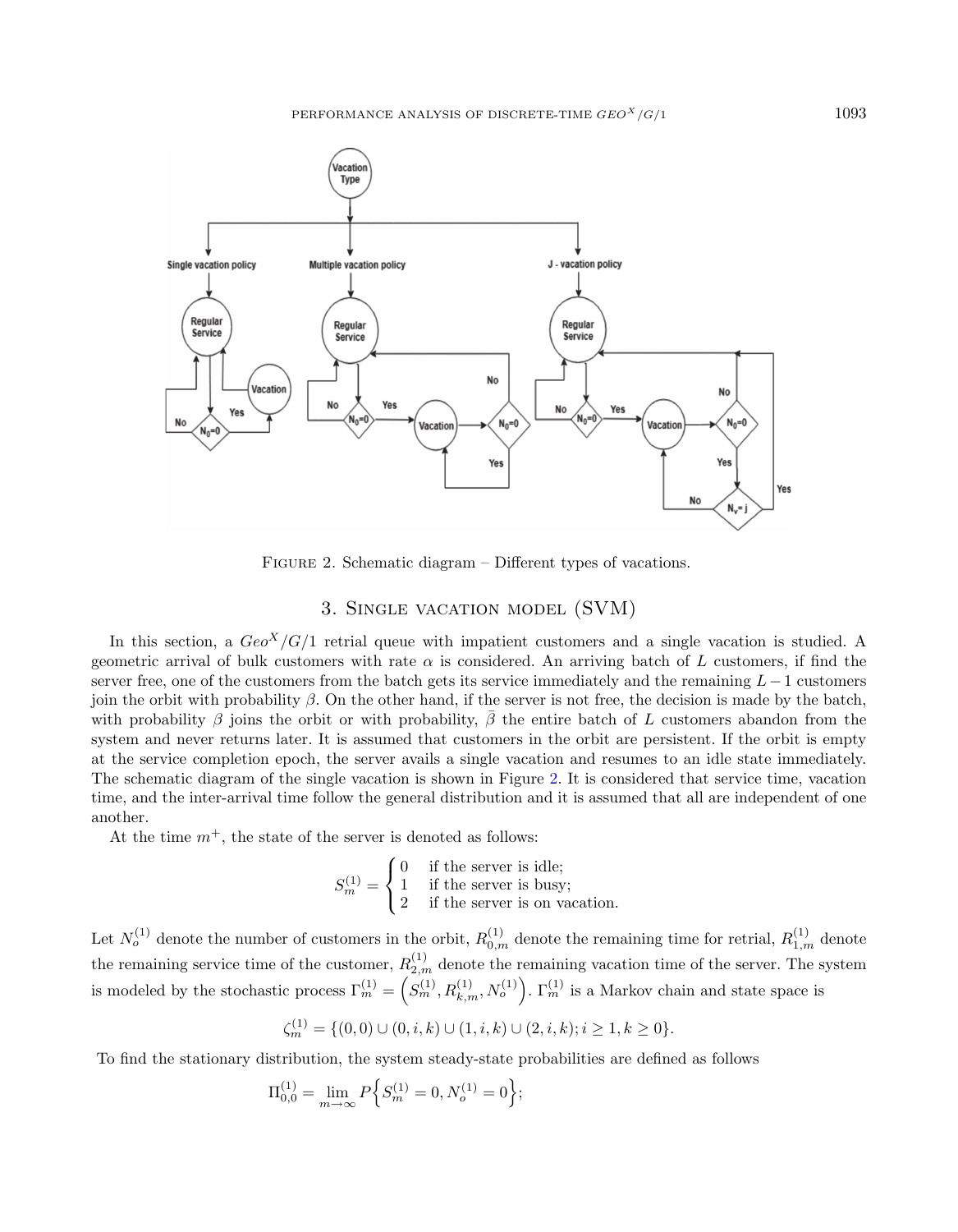Figure 2. Schematic diagram – Different types of vacations.

## 3. Single vacation model (SVM)

In this section, a $Geo^X/G/1$ retrial queue with impatient customers and a single vacation is studied. A geometric arrival of bulk customers with rate $\alpha$ is considered. An arriving batch of $L$ customers, if find the server free, one of the customers from the batch gets its service immediately and the remaining $L-1$ customers join the orbit with probability $\beta$. On the other hand, if the server is not free, the decision is made by the batch, with probability $\beta$ joins the orbit or with probability, $\bar{\beta}$ the entire batch of $L$ customers abandon from the system and never returns later. It is assumed that customers in the orbit are persistent. If the orbit is empty at the service completion epoch, the server avails a single vacation and resumes to an idle state immediately. The schematic diagram of the single vacation is shown in Figure 2. It is considered that service time, vacation time, and the inter-arrival time follow the general distribution and it is assumed that all are independent of one another.

At the time $m^+$, the state of the server is denoted as follows:

$$S_m^{(1)} = \begin{cases} 0 & \text{if the server is idle;} \\ 1 & \text{if the server is busy;} \\ 2 & \text{if the server is on vacation.} \end{cases}$$

Let $N_o^{(1)}$ denote the number of customers in the orbit, $R_{0,m}^{(1)}$ denote the remaining time for retrial, $R_{1,m}^{(1)}$ denote the remaining service time of the customer, $R_{2,m}^{(1)}$ denote the remaining vacation time of the server. The system is modeled by the stochastic process $\Gamma_m^{(1)} = \left(S_m^{(1)}, R_{k,m}^{(1)}, N_o^{(1)}\right)$. $\Gamma_m^{(1)}$ is a Markov chain and state space is

$$\zeta_m^{(1)} = \{(0,0) \cup (0,i,k) \cup (1,i,k) \cup (2,i,k); i \geq 1, k \geq 0\}.$$

To find the stationary distribution, the system steady-state probabilities are defined as follows

$$\Pi_{0,0}^{(1)} = \lim_{m\to\infty} P\left\{S_m^{(1)} = 0, N_o^{(1)} = 0\right\};$$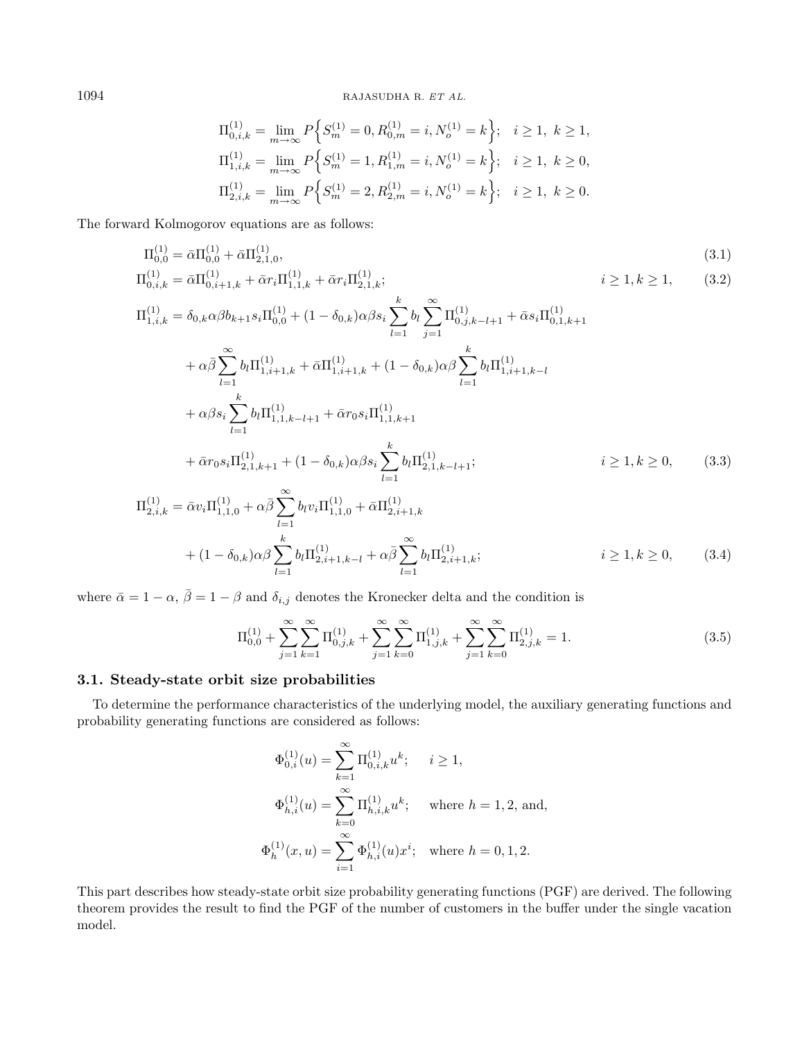$$\Pi_{0,i,k}^{(1)} = \lim_{m\to\infty} P\Big\{S_m^{(1)} = 0, R_{0,m}^{(1)} = i, N_o^{(1)} = k\Big\}; \quad i \geq 1,\ k \geq 1,$$
$$\Pi_{1,i,k}^{(1)} = \lim_{m\to\infty} P\Big\{S_m^{(1)} = 1, R_{1,m}^{(1)} = i, N_o^{(1)} = k\Big\}; \quad i \geq 1,\ k \geq 0,$$
$$\Pi_{2,i,k}^{(1)} = \lim_{m\to\infty} P\Big\{S_m^{(1)} = 2, R_{2,m}^{(1)} = i, N_o^{(1)} = k\Big\}; \quad i \geq 1,\ k \geq 0.$$

The forward Kolmogorov equations are as follows:

$$\Pi_{0,0}^{(1)} = \bar{\alpha}\Pi_{0,0}^{(1)} + \bar{\alpha}\Pi_{2,1,0}^{(1)}, \tag{3.1}$$

$$\Pi_{0,i,k}^{(1)} = \bar{\alpha}\Pi_{0,i+1,k}^{(1)} + \bar{\alpha}r_i\Pi_{1,1,k}^{(1)} + \bar{\alpha}r_i\Pi_{2,1,k}^{(1)}; \qquad i \geq 1, k \geq 1, \tag{3.2}$$

$$\begin{aligned}
\Pi_{1,i,k}^{(1)} = {} & \delta_{0,k}\alpha\beta b_{k+1}s_i\Pi_{0,0}^{(1)} + (1-\delta_{0,k})\alpha\beta s_i\sum_{l=1}^{k} b_l \sum_{j=1}^{\infty}\Pi_{0,j,k-l+1}^{(1)} + \bar{\alpha}s_i\Pi_{0,1,k+1}^{(1)} \\
& + \alpha\bar{\beta}\sum_{l=1}^{\infty} b_l\Pi_{1,i+1,k}^{(1)} + \bar{\alpha}\Pi_{1,i+1,k}^{(1)} + (1-\delta_{0,k})\alpha\beta\sum_{l=1}^{k} b_l\Pi_{1,i+1,k-l}^{(1)} \\
& + \alpha\beta s_i\sum_{l=1}^{k} b_l\Pi_{1,1,k-l+1}^{(1)} + \bar{\alpha}r_0s_i\Pi_{1,1,k+1}^{(1)} \\
& + \bar{\alpha}r_0s_i\Pi_{2,1,k+1}^{(1)} + (1-\delta_{0,k})\alpha\beta s_i\sum_{l=1}^{k} b_l\Pi_{2,1,k-l+1}^{(1)}; \qquad i \geq 1, k \geq 0,
\end{aligned} \tag{3.3}$$

$$\begin{aligned}
\Pi_{2,i,k}^{(1)} = {} & \bar{\alpha}v_i\Pi_{1,1,0}^{(1)} + \alpha\bar{\beta}\sum_{l=1}^{\infty} b_l v_i\Pi_{1,1,0}^{(1)} + \bar{\alpha}\Pi_{2,i+1,k}^{(1)} \\
& + (1-\delta_{0,k})\alpha\beta\sum_{l=1}^{k} b_l\Pi_{2,i+1,k-l}^{(1)} + \alpha\bar{\beta}\sum_{l=1}^{\infty} b_l\Pi_{2,i+1,k}^{(1)}; \qquad i \geq 1, k \geq 0,
\end{aligned} \tag{3.4}$$

where $\bar{\alpha} = 1-\alpha$, $\bar{\beta} = 1-\beta$ and $\delta_{i,j}$ denotes the Kronecker delta and the condition is

$$\Pi_{0,0}^{(1)} + \sum_{j=1}^{\infty}\sum_{k=1}^{\infty}\Pi_{0,j,k}^{(1)} + \sum_{j=1}^{\infty}\sum_{k=0}^{\infty}\Pi_{1,j,k}^{(1)} + \sum_{j=1}^{\infty}\sum_{k=0}^{\infty}\Pi_{2,j,k}^{(1)} = 1. \tag{3.5}$$

### 3.1. Steady-state orbit size probabilities

To determine the performance characteristics of the underlying model, the auxiliary generating functions and probability generating functions are considered as follows:

$$\Phi_{0,i}^{(1)}(u) = \sum_{k=1}^{\infty}\Pi_{0,i,k}^{(1)}u^k; \qquad i \geq 1,$$
$$\Phi_{h,i}^{(1)}(u) = \sum_{k=0}^{\infty}\Pi_{h,i,k}^{(1)}u^k; \qquad \text{where } h = 1, 2, \text{ and,}$$
$$\Phi_{h}^{(1)}(x,u) = \sum_{i=1}^{\infty}\Phi_{h,i}^{(1)}(u)x^i; \quad \text{where } h = 0, 1, 2.$$

This part describes how steady-state orbit size probability generating functions (PGF) are derived. The following theorem provides the result to find the PGF of the number of customers in the buffer under the single vacation model.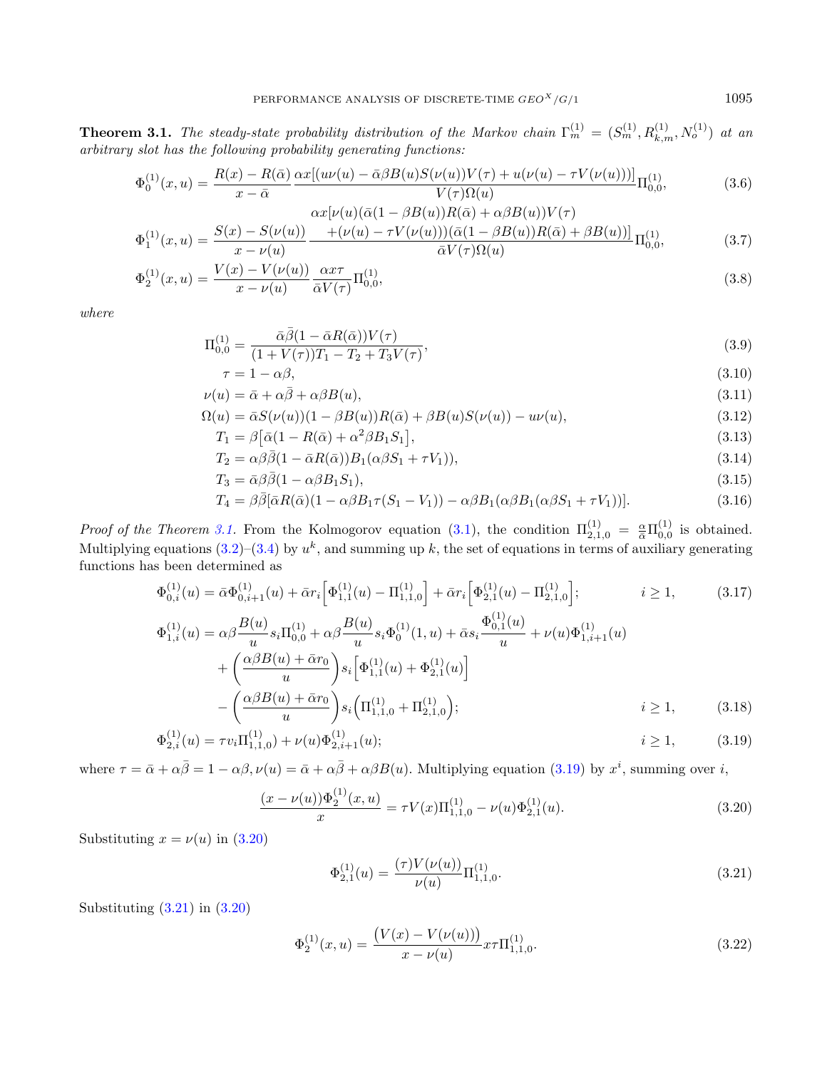**Theorem 3.1.** *The steady-state probability distribution of the Markov chain $\Gamma_m^{(1)} = (S_m^{(1)}, R_{k,m}^{(1)}, N_o^{(1)})$ at an arbitrary slot has the following probability generating functions:*

$$\Phi_0^{(1)}(x,u) = \frac{R(x) - R(\bar{\alpha})}{x - \bar{\alpha}} \frac{\alpha x[(u\nu(u) - \bar{\alpha}\beta B(u)S(\nu(u))V(\tau) + u(\nu(u) - \tau V(\nu(u)))]}{V(\tau)\Omega(u)} \Pi_{0,0}^{(1)}, \tag{3.6}$$

$$\Phi_1^{(1)}(x,u) = \frac{S(x) - S(\nu(u))}{x - \nu(u)} \frac{\begin{array}{c}\alpha x[\nu(u)(\bar{\alpha}(1 - \beta B(u))R(\bar{\alpha}) + \alpha\beta B(u))V(\tau) \\ +(\nu(u) - \tau V(\nu(u)))(\bar{\alpha}(1 - \beta B(u))R(\bar{\alpha}) + \beta B(u))]\end{array}}{\bar{\alpha}V(\tau)\Omega(u)} \Pi_{0,0}^{(1)}, \tag{3.7}$$

$$\Phi_2^{(1)}(x,u) = \frac{V(x) - V(\nu(u))}{x - \nu(u)} \frac{\alpha x \tau}{\bar{\alpha}V(\tau)} \Pi_{0,0}^{(1)}, \tag{3.8}$$

*where*

$$\Pi_{0,0}^{(1)} = \frac{\bar{\alpha}\bar{\beta}(1 - \bar{\alpha}R(\bar{\alpha}))V(\tau)}{(1 + V(\tau))T_1 - T_2 + T_3 V(\tau)}, \tag{3.9}$$

$$\tau = 1 - \alpha\beta, \tag{3.10}$$

$$\nu(u) = \bar{\alpha} + \alpha\bar{\beta} + \alpha\beta B(u), \tag{3.11}$$

$$\Omega(u) = \bar{\alpha}S(\nu(u))(1 - \beta B(u))R(\bar{\alpha}) + \beta B(u)S(\nu(u)) - u\nu(u), \tag{3.12}$$

$$T_1 = \beta\big[\bar{\alpha}(1 - R(\bar{\alpha}) + \alpha^2\beta B_1 S_1\big], \tag{3.13}$$

$$T_2 = \alpha\beta\bar{\beta}(1 - \bar{\alpha}R(\bar{\alpha}))B_1(\alpha\beta S_1 + \tau V_1)), \tag{3.14}$$

$$T_3 = \bar{\alpha}\beta\bar{\beta}(1 - \alpha\beta B_1 S_1), \tag{3.15}$$

$$T_4 = \beta\bar{\beta}[\bar{\alpha}R(\bar{\alpha})(1 - \alpha\beta B_1\tau(S_1 - V_1)) - \alpha\beta B_1(\alpha\beta B_1(\alpha\beta S_1 + \tau V_1))]. \tag{3.16}$$

*Proof of the Theorem 3.1.* From the Kolmogorov equation (3.1), the condition $\Pi_{2,1,0}^{(1)} = \frac{\alpha}{\bar{\alpha}}\Pi_{0,0}^{(1)}$ is obtained. Multiplying equations (3.2)–(3.4) by $u^k$, and summing up $k$, the set of equations in terms of auxiliary generating functions has been determined as

$$\Phi_{0,i}^{(1)}(u) = \bar{\alpha}\Phi_{0,i+1}^{(1)}(u) + \bar{\alpha}r_i\Big[\Phi_{1,1}^{(1)}(u) - \Pi_{1,1,0}^{(1)}\Big] + \bar{\alpha}r_i\Big[\Phi_{2,1}^{(1)}(u) - \Pi_{2,1,0}^{(1)}\Big]; \qquad i \geq 1, \tag{3.17}$$

$$\begin{aligned}\Phi_{1,i}^{(1)}(u) &= \alpha\beta\frac{B(u)}{u}s_i\Pi_{0,0}^{(1)} + \alpha\beta\frac{B(u)}{u}s_i\Phi_0^{(1)}(1,u) + \bar{\alpha}s_i\frac{\Phi_{0,1}^{(1)}(u)}{u} + \nu(u)\Phi_{1,i+1}^{(1)}(u) \\ &+ \left(\frac{\alpha\beta B(u) + \bar{\alpha}r_0}{u}\right)s_i\Big[\Phi_{1,1}^{(1)}(u) + \Phi_{2,1}^{(1)}(u)\Big] \\ &- \left(\frac{\alpha\beta B(u) + \bar{\alpha}r_0}{u}\right)s_i\Big(\Pi_{1,1,0}^{(1)} + \Pi_{2,1,0}^{(1)}\Big); \qquad i \geq 1,\end{aligned} \tag{3.18}$$

$$\Phi_{2,i}^{(1)}(u) = \tau v_i\Pi_{1,1,0}^{(1)}) + \nu(u)\Phi_{2,i+1}^{(1)}(u); \qquad i \geq 1, \tag{3.19}$$

where $\tau = \bar{\alpha} + \alpha\bar{\beta} = 1 - \alpha\beta, \nu(u) = \bar{\alpha} + \alpha\bar{\beta} + \alpha\beta B(u)$. Multiplying equation (3.19) by $x^i$, summing over $i$,

$$\frac{(x - \nu(u))\Phi_2^{(1)}(x,u)}{x} = \tau V(x)\Pi_{1,1,0}^{(1)} - \nu(u)\Phi_{2,1}^{(1)}(u). \tag{3.20}$$

Substituting $x = \nu(u)$ in (3.20)

$$\Phi_{2,1}^{(1)}(u) = \frac{(\tau)V(\nu(u))}{\nu(u)}\Pi_{1,1,0}^{(1)}. \tag{3.21}$$

Substituting (3.21) in (3.20)

$$\Phi_2^{(1)}(x,u) = \frac{\big(V(x) - V(\nu(u))\big)}{x - \nu(u)}x\tau\Pi_{1,1,0}^{(1)}. \tag{3.22}$$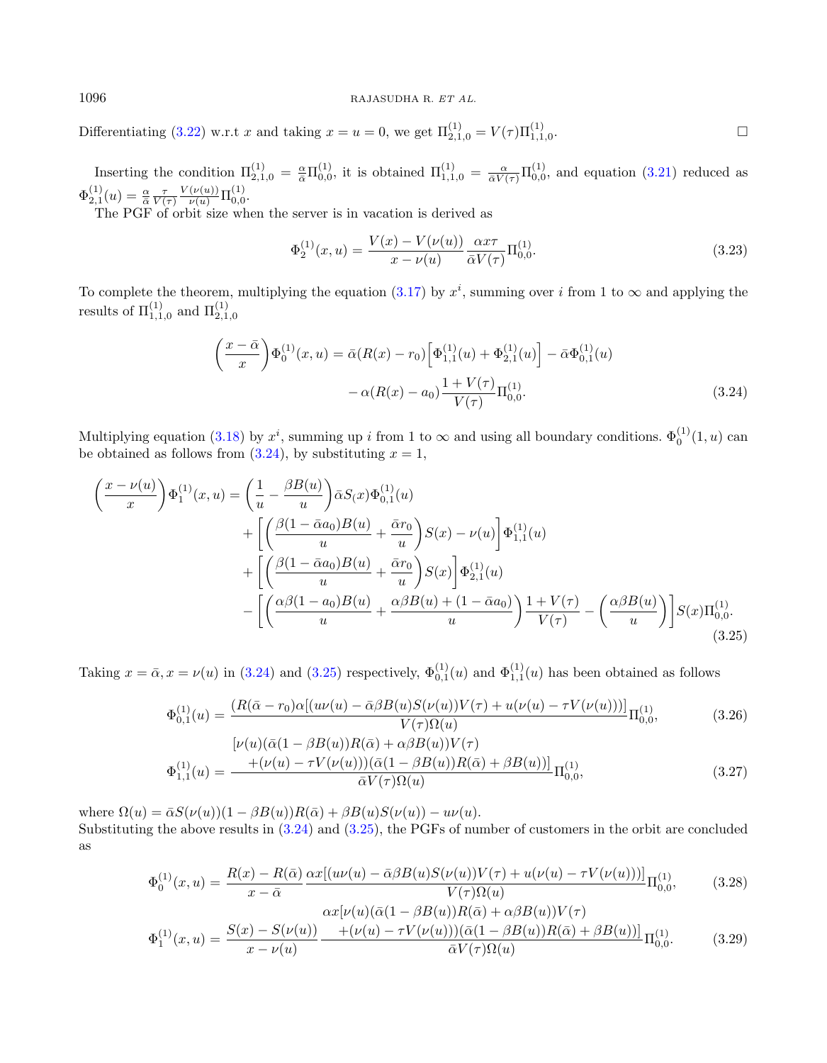Differentiating (3.22) w.r.t $x$ and taking $x = u = 0$, we get $\Pi^{(1)}_{2,1,0} = V(\tau)\Pi^{(1)}_{1,1,0}$. □

Inserting the condition $\Pi^{(1)}_{2,1,0} = \frac{\alpha}{\bar{\alpha}}\Pi^{(1)}_{0,0}$, it is obtained $\Pi^{(1)}_{1,1,0} = \frac{\alpha}{\bar{\alpha}V(\tau)}\Pi^{(1)}_{0,0}$, and equation (3.21) reduced as $\Phi^{(1)}_{2,1}(u) = \frac{\alpha}{\bar{\alpha}}\frac{\tau}{V(\tau)}\frac{V(\nu(u))}{\nu(u)}\Pi^{(1)}_{0,0}$.

The PGF of orbit size when the server is in vacation is derived as

$$\Phi^{(1)}_{2}(x,u) = \frac{V(x) - V(\nu(u))}{x - \nu(u)}\frac{\alpha x \tau}{\bar{\alpha}V(\tau)}\Pi^{(1)}_{0,0}. \tag{3.23}$$

To complete the theorem, multiplying the equation (3.17) by $x^i$, summing over $i$ from 1 to $\infty$ and applying the results of $\Pi^{(1)}_{1,1,0}$ and $\Pi^{(1)}_{2,1,0}$

$$\left(\frac{x-\bar{\alpha}}{x}\right)\Phi^{(1)}_{0}(x,u) = \bar{\alpha}(R(x) - r_0)\Big[\Phi^{(1)}_{1,1}(u) + \Phi^{(1)}_{2,1}(u)\Big] - \bar{\alpha}\Phi^{(1)}_{0,1}(u) - \alpha(R(x) - a_0)\frac{1+V(\tau)}{V(\tau)}\Pi^{(1)}_{0,0}. \tag{3.24}$$

Multiplying equation (3.18) by $x^i$, summing up $i$ from 1 to $\infty$ and using all boundary conditions. $\Phi^{(1)}_{0}(1,u)$ can be obtained as follows from (3.24), by substituting $x = 1$,

$$\begin{aligned}\left(\frac{x-\nu(u)}{x}\right)\Phi^{(1)}_{1}(x,u) &= \left(\frac{1}{u} - \frac{\beta B(u)}{u}\right)\bar{\alpha}S(x)\Phi^{(1)}_{0,1}(u)\\ &\quad+\left[\left(\frac{\beta(1-\bar{\alpha}a_0)B(u)}{u} + \frac{\bar{\alpha}r_0}{u}\right)S(x) - \nu(u)\right]\Phi^{(1)}_{1,1}(u)\\ &\quad+\left[\left(\frac{\beta(1-\bar{\alpha}a_0)B(u)}{u} + \frac{\bar{\alpha}r_0}{u}\right)S(x)\right]\Phi^{(1)}_{2,1}(u)\\ &\quad-\left[\left(\frac{\alpha\beta(1-a_0)B(u)}{u} + \frac{\alpha\beta B(u) + (1-\bar{\alpha}a_0)}{u}\right)\frac{1+V(\tau)}{V(\tau)} - \left(\frac{\alpha\beta B(u)}{u}\right)\right]S(x)\Pi^{(1)}_{0,0}.\end{aligned} \tag{3.25}$$

Taking $x = \bar{\alpha}, x = \nu(u)$ in (3.24) and (3.25) respectively, $\Phi^{(1)}_{0,1}(u)$ and $\Phi^{(1)}_{1,1}(u)$ has been obtained as follows

$$\Phi^{(1)}_{0,1}(u) = \frac{(R(\bar{\alpha} - r_0)\alpha[(u\nu(u) - \bar{\alpha}\beta B(u)S(\nu(u))V(\tau) + u(\nu(u) - \tau V(\nu(u)))]}{V(\tau)\Omega(u)}\Pi^{(1)}_{0,0}, \tag{3.26}$$

$$\Phi^{(1)}_{1,1}(u) = \frac{\begin{array}{c}[\nu(u)(\bar{\alpha}(1-\beta B(u))R(\bar{\alpha}) + \alpha\beta B(u))V(\tau)\\ +(\nu(u) - \tau V(\nu(u)))(\bar{\alpha}(1-\beta B(u))R(\bar{\alpha}) + \beta B(u))]\end{array}}{\bar{\alpha}V(\tau)\Omega(u)}\Pi^{(1)}_{0,0}, \tag{3.27}$$

where $\Omega(u) = \bar{\alpha}S(\nu(u))(1-\beta B(u))R(\bar{\alpha}) + \beta B(u)S(\nu(u)) - u\nu(u)$.

Substituting the above results in (3.24) and (3.25), the PGFs of number of customers in the orbit are concluded as

$$\Phi^{(1)}_{0}(x,u) = \frac{R(x) - R(\bar{\alpha})}{x - \bar{\alpha}}\frac{\alpha x[(u\nu(u) - \bar{\alpha}\beta B(u)S(\nu(u))V(\tau) + u(\nu(u) - \tau V(\nu(u)))]}{V(\tau)\Omega(u)}\Pi^{(1)}_{0,0}, \tag{3.28}$$

$$\Phi^{(1)}_{1}(x,u) = \frac{S(x) - S(\nu(u))}{x - \nu(u)}\frac{\begin{array}{c}\alpha x[\nu(u)(\bar{\alpha}(1-\beta B(u))R(\bar{\alpha}) + \alpha\beta B(u))V(\tau)\\ +(\nu(u) - \tau V(\nu(u)))(\bar{\alpha}(1-\beta B(u))R(\bar{\alpha}) + \beta B(u))]\end{array}}{\bar{\alpha}V(\tau)\Omega(u)}\Pi^{(1)}_{0,0}. \tag{3.29}$$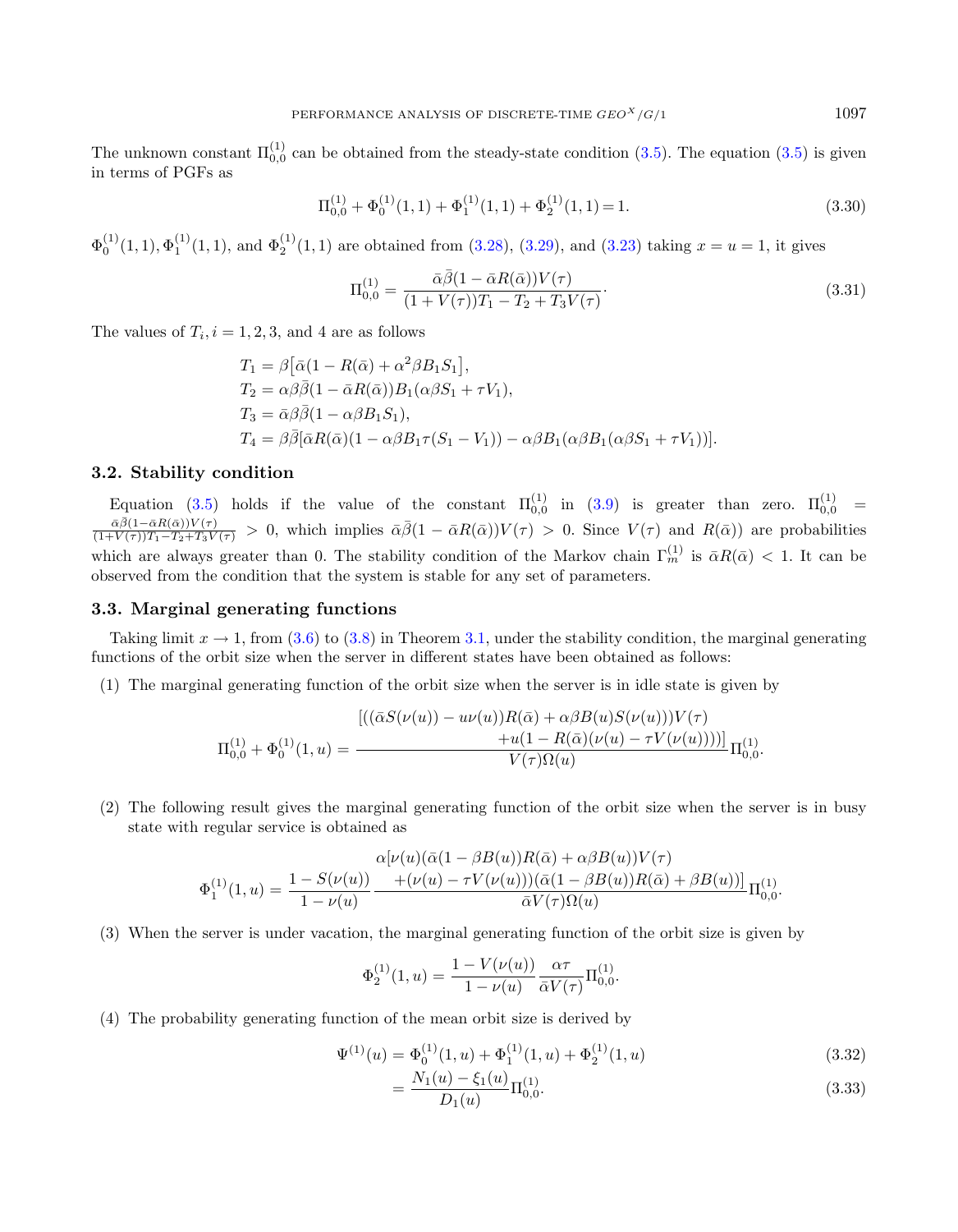The unknown constant $\Pi_{0,0}^{(1)}$ can be obtained from the steady-state condition (3.5). The equation (3.5) is given in terms of PGFs as

$$\Pi_{0,0}^{(1)} + \Phi_0^{(1)}(1,1) + \Phi_1^{(1)}(1,1) + \Phi_2^{(1)}(1,1) = 1. \tag{3.30}$$

$\Phi_0^{(1)}(1,1), \Phi_1^{(1)}(1,1)$, and $\Phi_2^{(1)}(1,1)$ are obtained from (3.28), (3.29), and (3.23) taking $x = u = 1$, it gives

$$\Pi_{0,0}^{(1)} = \frac{\bar{\alpha}\bar{\beta}(1-\bar{\alpha}R(\bar{\alpha}))V(\tau)}{(1+V(\tau))T_1 - T_2 + T_3V(\tau)}. \tag{3.31}$$

The values of $T_i, i = 1, 2, 3$, and 4 are as follows

$$\begin{aligned}
T_1 &= \beta\big[\bar{\alpha}(1 - R(\bar{\alpha}) + \alpha^2\beta B_1 S_1\big],\\
T_2 &= \alpha\beta\bar{\beta}(1 - \bar{\alpha}R(\bar{\alpha}))B_1(\alpha\beta S_1 + \tau V_1),\\
T_3 &= \bar{\alpha}\beta\bar{\beta}(1 - \alpha\beta B_1 S_1),\\
T_4 &= \beta\bar{\beta}[\bar{\alpha}R(\bar{\alpha})(1 - \alpha\beta B_1\tau(S_1 - V_1)) - \alpha\beta B_1(\alpha\beta B_1(\alpha\beta S_1 + \tau V_1))].
\end{aligned}$$

### 3.2. Stability condition

Equation (3.5) holds if the value of the constant $\Pi_{0,0}^{(1)}$ in (3.9) is greater than zero. $\Pi_{0,0}^{(1)} = \frac{\bar{\alpha}\bar{\beta}(1-\bar{\alpha}R(\bar{\alpha}))V(\tau)}{(1+V(\tau))T_1 - T_2 + T_3V(\tau)} > 0$, which implies $\bar{\alpha}\bar{\beta}(1 - \bar{\alpha}R(\bar{\alpha}))V(\tau) > 0$. Since $V(\tau)$ and $R(\bar{\alpha}))$ are probabilities which are always greater than 0. The stability condition of the Markov chain $\Gamma_m^{(1)}$ is $\bar{\alpha}R(\bar{\alpha}) < 1$. It can be observed from the condition that the system is stable for any set of parameters.

### 3.3. Marginal generating functions

Taking limit $x \to 1$, from (3.6) to (3.8) in Theorem 3.1, under the stability condition, the marginal generating functions of the orbit size when the server in different states have been obtained as follows:

(1) The marginal generating function of the orbit size when the server is in idle state is given by

$$\Pi_{0,0}^{(1)} + \Phi_0^{(1)}(1,u) = \frac{\begin{array}{r}[((\bar{\alpha}S(\nu(u)) - u\nu(u))R(\bar{\alpha}) + \alpha\beta B(u)S(\nu(u)))V(\tau)\\ +u(1 - R(\bar{\alpha})(\nu(u) - \tau V(\nu(u))))]\end{array}}{V(\tau)\Omega(u)}\Pi_{0,0}^{(1)}.$$

(2) The following result gives the marginal generating function of the orbit size when the server is in busy state with regular service is obtained as

$$\Phi_1^{(1)}(1,u) = \frac{1 - S(\nu(u))}{1 - \nu(u)} \frac{\begin{array}{r}\alpha[\nu(u)(\bar{\alpha}(1 - \beta B(u))R(\bar{\alpha}) + \alpha\beta B(u))V(\tau)\\ +(\nu(u) - \tau V(\nu(u)))(\bar{\alpha}(1 - \beta B(u))R(\bar{\alpha}) + \beta B(u))]\end{array}}{\bar{\alpha}V(\tau)\Omega(u)}\Pi_{0,0}^{(1)}.$$

(3) When the server is under vacation, the marginal generating function of the orbit size is given by

$$\Phi_2^{(1)}(1,u) = \frac{1 - V(\nu(u))}{1 - \nu(u)} \frac{\alpha\tau}{\bar{\alpha}V(\tau)}\Pi_{0,0}^{(1)}.$$

(4) The probability generating function of the mean orbit size is derived by

$$\begin{aligned}
\Psi^{(1)}(u) &= \Phi_0^{(1)}(1,u) + \Phi_1^{(1)}(1,u) + \Phi_2^{(1)}(1,u) &(3.32)\\
&= \frac{N_1(u) - \xi_1(u)}{D_1(u)}\Pi_{0,0}^{(1)}. &(3.33)
\end{aligned}$$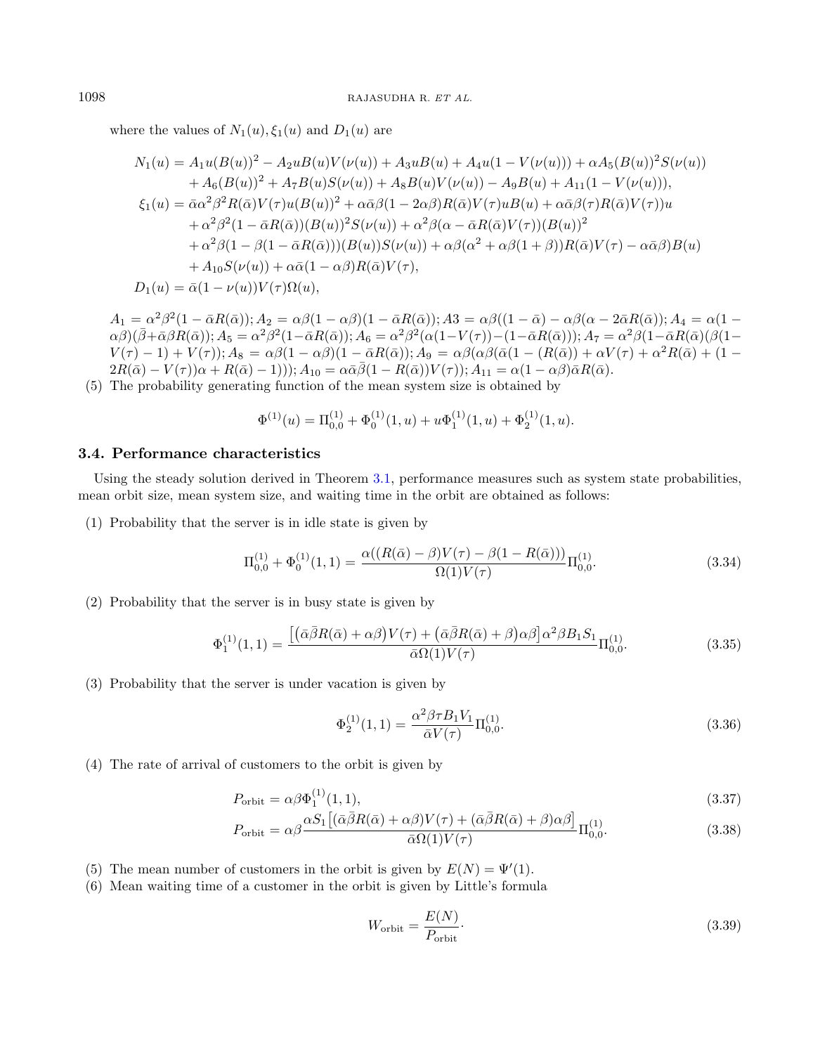where the values of $N_1(u), \xi_1(u)$ and $D_1(u)$ are

$$
\begin{aligned}
N_1(u) &= A_1 u(B(u))^2 - A_2 uB(u)V(\nu(u)) + A_3 uB(u) + A_4 u(1 - V(\nu(u))) + \alpha A_5 (B(u))^2 S(\nu(u)) \\
&\quad + A_6 (B(u))^2 + A_7 B(u)S(\nu(u)) + A_8 B(u)V(\nu(u)) - A_9 B(u) + A_{11}(1 - V(\nu(u))), \\
\xi_1(u) &= \bar{\alpha}\alpha^2\beta^2 R(\bar{\alpha})V(\tau)u(B(u))^2 + \alpha\bar{\alpha}\beta(1 - 2\alpha\beta)R(\bar{\alpha})V(\tau)uB(u) + \alpha\bar{\alpha}\beta(\tau)R(\bar{\alpha})V(\tau))u \\
&\quad + \alpha^2\beta^2(1 - \bar{\alpha}R(\bar{\alpha}))(B(u))^2 S(\nu(u)) + \alpha^2\beta(\alpha - \bar{\alpha}R(\bar{\alpha})V(\tau))(B(u))^2 \\
&\quad + \alpha^2\beta(1 - \beta(1 - \bar{\alpha}R(\bar{\alpha})))(B(u))S(\nu(u)) + \alpha\beta(\alpha^2 + \alpha\beta(1 + \beta))R(\bar{\alpha})V(\tau) - \alpha\bar{\alpha}\beta)B(u) \\
&\quad + A_{10}S(\nu(u)) + \alpha\bar{\alpha}(1 - \alpha\beta)R(\bar{\alpha})V(\tau), \\
D_1(u) &= \bar{\alpha}(1 - \nu(u))V(\tau)\Omega(u),
\end{aligned}
$$

$A_1 = \alpha^2\beta^2(1 - \bar{\alpha}R(\bar{\alpha}))$; $A_2 = \alpha\beta(1 - \alpha\beta)(1 - \bar{\alpha}R(\bar{\alpha}))$; $A3 = \alpha\beta((1 - \bar{\alpha}) - \alpha\beta(\alpha - 2\bar{\alpha}R(\bar{\alpha}))$; $A_4 = \alpha(1 - \alpha\beta)(\bar{\beta} + \bar{\alpha}\beta R(\bar{\alpha}))$; $A_5 = \alpha^2\beta^2(1 - \bar{\alpha}R(\bar{\alpha}))$; $A_6 = \alpha^2\beta^2(\alpha(1 - V(\tau)) - (1 - \bar{\alpha}R(\bar{\alpha})))$; $A_7 = \alpha^2\beta(1 - \bar{\alpha}R(\bar{\alpha})(\beta(1 - V(\tau) - 1) + V(\tau))$; $A_8 = \alpha\beta(1 - \alpha\beta)(1 - \bar{\alpha}R(\bar{\alpha}))$; $A_9 = \alpha\beta(\alpha\beta(\bar{\alpha}(1 - (R(\bar{\alpha})) + \alpha V(\tau) + \alpha^2 R(\bar{\alpha}) + (1 - 2R(\bar{\alpha}) - V(\tau))\alpha + R(\bar{\alpha}) - 1)))$; $A_{10} = \alpha\bar{\alpha}\bar{\beta}(1 - R(\bar{\alpha}))V(\tau))$; $A_{11} = \alpha(1 - \alpha\beta)\bar{\alpha}R(\bar{\alpha})$.

(5) The probability generating function of the mean system size is obtained by

$$
\Phi^{(1)}(u) = \Pi_{0,0}^{(1)} + \Phi_0^{(1)}(1, u) + u\Phi_1^{(1)}(1, u) + \Phi_2^{(1)}(1, u).
$$

### 3.4. Performance characteristics

Using the steady solution derived in Theorem 3.1, performance measures such as system state probabilities, mean orbit size, mean system size, and waiting time in the orbit are obtained as follows:

(1) Probability that the server is in idle state is given by

$$
\Pi_{0,0}^{(1)} + \Phi_0^{(1)}(1, 1) = \frac{\alpha((R(\bar{\alpha}) - \beta)V(\tau) - \beta(1 - R(\bar{\alpha})))}{\Omega(1)V(\tau)}\Pi_{0,0}^{(1)}. \tag{3.34}
$$

(2) Probability that the server is in busy state is given by

$$
\Phi_1^{(1)}(1, 1) = \frac{\left[\left(\bar{\alpha}\bar{\beta}R(\bar{\alpha}) + \alpha\beta\right)V(\tau) + \left(\bar{\alpha}\bar{\beta}R(\bar{\alpha}) + \beta\right)\alpha\beta\right]\alpha^2\beta B_1 S_1}{\bar{\alpha}\Omega(1)V(\tau)}\Pi_{0,0}^{(1)}. \tag{3.35}
$$

(3) Probability that the server is under vacation is given by

$$
\Phi_2^{(1)}(1, 1) = \frac{\alpha^2\beta\tau B_1 V_1}{\bar{\alpha}V(\tau)}\Pi_{0,0}^{(1)}. \tag{3.36}
$$

(4) The rate of arrival of customers to the orbit is given by

$$
P_{\text{orbit}} = \alpha\beta\Phi_1^{(1)}(1, 1), \tag{3.37}
$$

$$
P_{\text{orbit}} = \alpha\beta\frac{\alpha S_1\left[(\bar{\alpha}\bar{\beta}R(\bar{\alpha}) + \alpha\beta)V(\tau) + (\bar{\alpha}\bar{\beta}R(\bar{\alpha}) + \beta)\alpha\beta\right]}{\bar{\alpha}\Omega(1)V(\tau)}\Pi_{0,0}^{(1)}. \tag{3.38}
$$

(5) The mean number of customers in the orbit is given by $E(N) = \Psi'(1)$.

(6) Mean waiting time of a customer in the orbit is given by Little's formula

$$
W_{\text{orbit}} = \frac{E(N)}{P_{\text{orbit}}}. \tag{3.39}
$$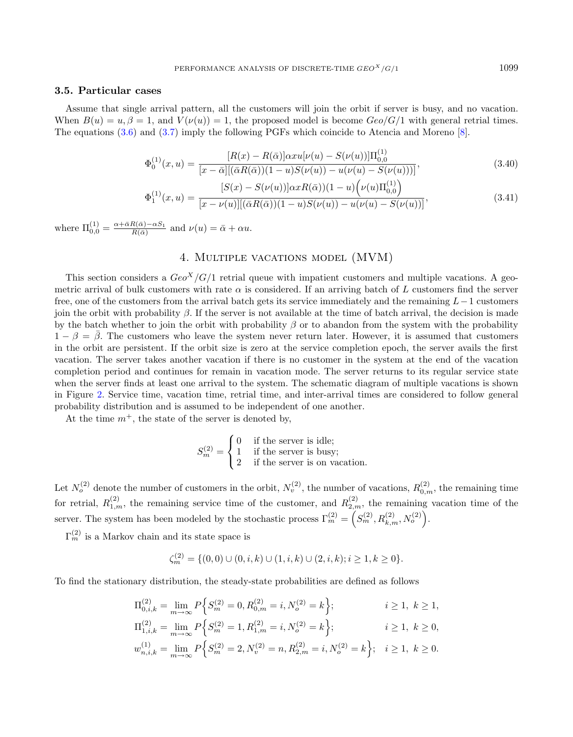### 3.5. Particular cases

Assume that single arrival pattern, all the customers will join the orbit if server is busy, and no vacation. When $B(u) = u, \beta = 1$, and $V(\nu(u)) = 1$, the proposed model is become $Geo/G/1$ with general retrial times. The equations (3.6) and (3.7) imply the following PGFs which coincide to Atencia and Moreno [8].

$$\Phi_0^{(1)}(x,u) = \frac{[R(x) - R(\bar{\alpha})]\alpha x u[\nu(u) - S(\nu(u))]\Pi_{0,0}^{(1)}}{[x-\bar{\alpha}][(\bar{\alpha}R(\bar{\alpha}))(1-u)S(\nu(u)) - u(\nu(u) - S(\nu(u)))]}, \tag{3.40}$$

$$\Phi_1^{(1)}(x,u) = \frac{[S(x) - S(\nu(u))]\alpha x R(\bar{\alpha}))(1-u)\Big(\nu(u)\Pi_{0,0}^{(1)}\Big)}{[x-\nu(u)][(\bar{\alpha}R(\bar{\alpha}))(1-u)S(\nu(u)) - u(\nu(u) - S(\nu(u))]}, \tag{3.41}$$

where $\Pi_{0,0}^{(1)} = \frac{\alpha + \bar{\alpha}R(\bar{\alpha}) - \alpha S_1}{R(\bar{\alpha})}$ and $\nu(u) = \bar{\alpha} + \alpha u$.

## 4. Multiple vacations model (MVM)

This section considers a $Geo^X/G/1$ retrial queue with impatient customers and multiple vacations. A geometric arrival of bulk customers with rate $\alpha$ is considered. If an arriving batch of $L$ customers find the server free, one of the customers from the arrival batch gets its service immediately and the remaining $L-1$ customers join the orbit with probability $\beta$. If the server is not available at the time of batch arrival, the decision is made by the batch whether to join the orbit with probability $\beta$ or to abandon from the system with the probability $1 - \beta = \bar{\beta}$. The customers who leave the system never return later. However, it is assumed that customers in the orbit are persistent. If the orbit size is zero at the service completion epoch, the server avails the first vacation. The server takes another vacation if there is no customer in the system at the end of the vacation completion period and continues for remain in vacation mode. The server returns to its regular service state when the server finds at least one arrival to the system. The schematic diagram of multiple vacations is shown in Figure 2. Service time, vacation time, retrial time, and inter-arrival times are considered to follow general probability distribution and is assumed to be independent of one another.

At the time $m^+$, the state of the server is denoted by,

$$S_m^{(2)} = \begin{cases} 0 & \text{if the server is idle;} \\ 1 & \text{if the server is busy;} \\ 2 & \text{if the server is on vacation.} \end{cases}$$

Let $N_o^{(2)}$ denote the number of customers in the orbit, $N_v^{(2)}$, the number of vacations, $R_{0,m}^{(2)}$, the remaining time for retrial, $R_{1,m}^{(2)}$, the remaining service time of the customer, and $R_{2,m}^{(2)}$, the remaining vacation time of the server. The system has been modeled by the stochastic process $\Gamma_m^{(2)} = \Big(S_m^{(2)}, R_{k,m}^{(2)}, N_o^{(2)}\Big)$.

$\Gamma_m^{(2)}$ is a Markov chain and its state space is

$$\zeta_m^{(2)} = \{(0,0) \cup (0,i,k) \cup (1,i,k) \cup (2,i,k); i \geq 1, k \geq 0\}.$$

To find the stationary distribution, the steady-state probabilities are defined as follows

$$\Pi_{0,i,k}^{(2)} = \lim_{m\to\infty} P\Big\{S_m^{(2)} = 0, R_{0,m}^{(2)} = i, N_o^{(2)} = k\Big\}; \qquad i \geq 1,\ k \geq 1,$$

$$\Pi_{1,i,k}^{(2)} = \lim_{m\to\infty} P\Big\{S_m^{(2)} = 1, R_{1,m}^{(2)} = i, N_o^{(2)} = k\Big\}; \qquad i \geq 1,\ k \geq 0,$$

$$w_{n,i,k}^{(1)} = \lim_{m\to\infty} P\Big\{S_m^{(2)} = 2, N_v^{(2)} = n, R_{2,m}^{(2)} = i, N_o^{(2)} = k\Big\}; \quad i \geq 1,\ k \geq 0.$$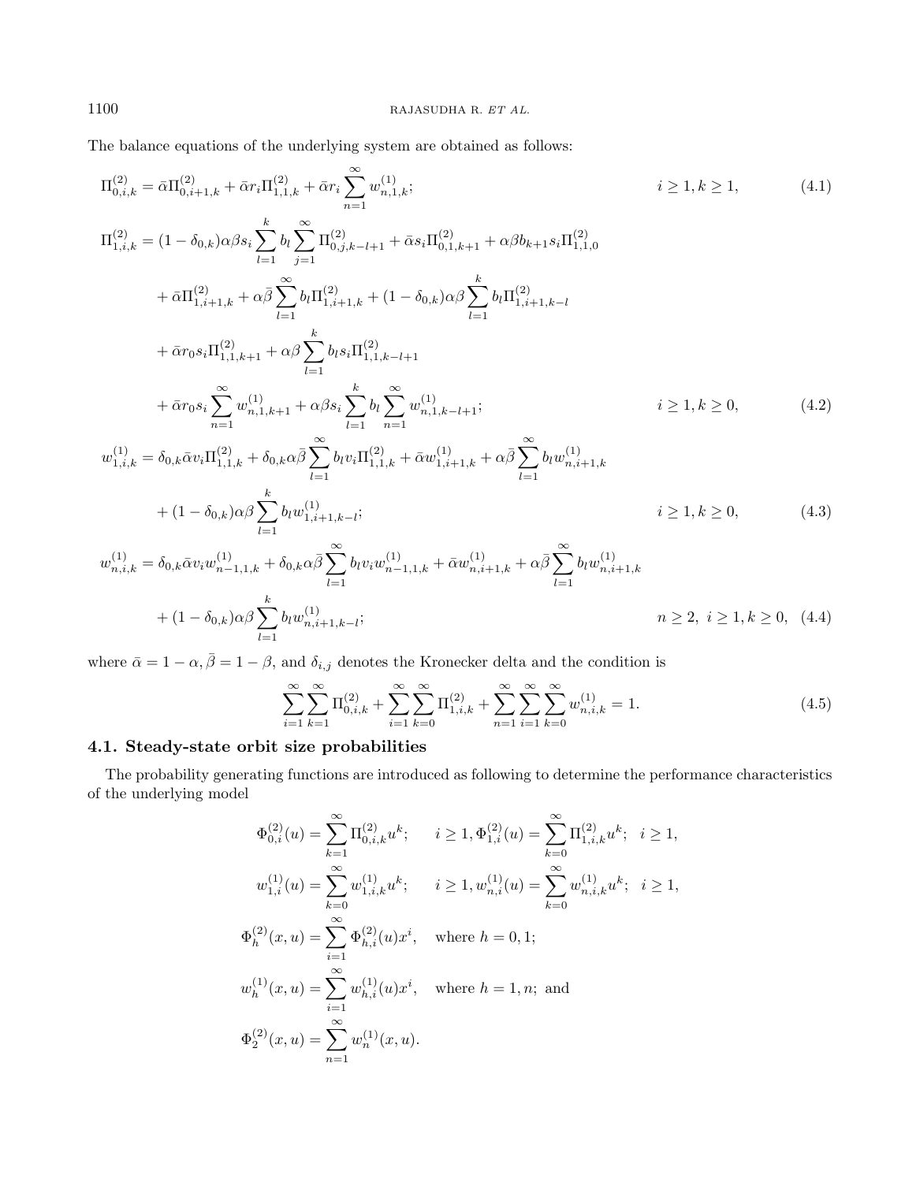The balance equations of the underlying system are obtained as follows:

$$\Pi^{(2)}_{0,i,k} = \bar{\alpha}\Pi^{(2)}_{0,i+1,k} + \bar{\alpha}r_i\Pi^{(2)}_{1,1,k} + \bar{\alpha}r_i\sum_{n=1}^{\infty}w^{(1)}_{n,1,k}; \qquad i\geq 1, k\geq 1, \tag{4.1}$$

$$\begin{aligned}
\Pi^{(2)}_{1,i,k} = {} & (1-\delta_{0,k})\alpha\beta s_i\sum_{l=1}^{k}b_l\sum_{j=1}^{\infty}\Pi^{(2)}_{0,j,k-l+1} + \bar{\alpha}s_i\Pi^{(2)}_{0,1,k+1} + \alpha\beta b_{k+1}s_i\Pi^{(2)}_{1,1,0} \\
& + \bar{\alpha}\Pi^{(2)}_{1,i+1,k} + \alpha\bar{\beta}\sum_{l=1}^{\infty}b_l\Pi^{(2)}_{1,i+1,k} + (1-\delta_{0,k})\alpha\beta\sum_{l=1}^{k}b_l\Pi^{(2)}_{1,i+1,k-l} \\
& + \bar{\alpha}r_0s_i\Pi^{(2)}_{1,1,k+1} + \alpha\beta\sum_{l=1}^{k}b_ls_i\Pi^{(2)}_{1,1,k-l+1} \\
& + \bar{\alpha}r_0s_i\sum_{n=1}^{\infty}w^{(1)}_{n,1,k+1} + \alpha\beta s_i\sum_{l=1}^{k}b_l\sum_{n=1}^{\infty}w^{(1)}_{n,1,k-l+1}; \qquad i\geq 1, k\geq 0,
\end{aligned} \tag{4.2}$$

$$\begin{aligned}
w^{(1)}_{1,i,k} = {} & \delta_{0,k}\bar{\alpha}v_i\Pi^{(2)}_{1,1,k} + \delta_{0,k}\alpha\bar{\beta}\sum_{l=1}^{\infty}b_lv_i\Pi^{(2)}_{1,1,k} + \bar{\alpha}w^{(1)}_{1,i+1,k} + \alpha\bar{\beta}\sum_{l=1}^{\infty}b_lw^{(1)}_{n,i+1,k} \\
& + (1-\delta_{0,k})\alpha\beta\sum_{l=1}^{k}b_lw^{(1)}_{1,i+1,k-l}; \qquad i\geq 1, k\geq 0,
\end{aligned} \tag{4.3}$$

$$\begin{aligned}
w^{(1)}_{n,i,k} = {} & \delta_{0,k}\bar{\alpha}v_iw^{(1)}_{n-1,1,k} + \delta_{0,k}\alpha\bar{\beta}\sum_{l=1}^{\infty}b_lv_iw^{(1)}_{n-1,1,k} + \bar{\alpha}w^{(1)}_{n,i+1,k} + \alpha\bar{\beta}\sum_{l=1}^{\infty}b_lw^{(1)}_{n,i+1,k} \\
& + (1-\delta_{0,k})\alpha\beta\sum_{l=1}^{k}b_lw^{(1)}_{n,i+1,k-l}; \qquad n\geq 2,\ i\geq 1, k\geq 0,
\end{aligned} \tag{4.4}$$

where $\bar{\alpha} = 1-\alpha, \bar{\beta} = 1-\beta$, and $\delta_{i,j}$ denotes the Kronecker delta and the condition is

$$\sum_{i=1}^{\infty}\sum_{k=1}^{\infty}\Pi^{(2)}_{0,i,k} + \sum_{i=1}^{\infty}\sum_{k=0}^{\infty}\Pi^{(2)}_{1,i,k} + \sum_{n=1}^{\infty}\sum_{i=1}^{\infty}\sum_{k=0}^{\infty}w^{(1)}_{n,i,k} = 1. \tag{4.5}$$

### 4.1. Steady-state orbit size probabilities

The probability generating functions are introduced as following to determine the performance characteristics of the underlying model

$$\begin{aligned}
\Phi^{(2)}_{0,i}(u) &= \sum_{k=1}^{\infty}\Pi^{(2)}_{0,i,k}u^k; \qquad i\geq 1, \Phi^{(2)}_{1,i}(u) = \sum_{k=0}^{\infty}\Pi^{(2)}_{1,i,k}u^k; \quad i\geq 1, \\
w^{(1)}_{1,i}(u) &= \sum_{k=0}^{\infty}w^{(1)}_{1,i,k}u^k; \qquad i\geq 1, w^{(1)}_{n,i}(u) = \sum_{k=0}^{\infty}w^{(1)}_{n,i,k}u^k; \quad i\geq 1, \\
\Phi^{(2)}_{h}(x,u) &= \sum_{i=1}^{\infty}\Phi^{(2)}_{h,i}(u)x^i, \quad \text{where } h=0,1; \\
w^{(1)}_{h}(x,u) &= \sum_{i=1}^{\infty}w^{(1)}_{h,i}(u)x^i, \quad \text{where } h=1,n; \text{ and} \\
\Phi^{(2)}_{2}(x,u) &= \sum_{n=1}^{\infty}w^{(1)}_{n}(x,u).
\end{aligned}$$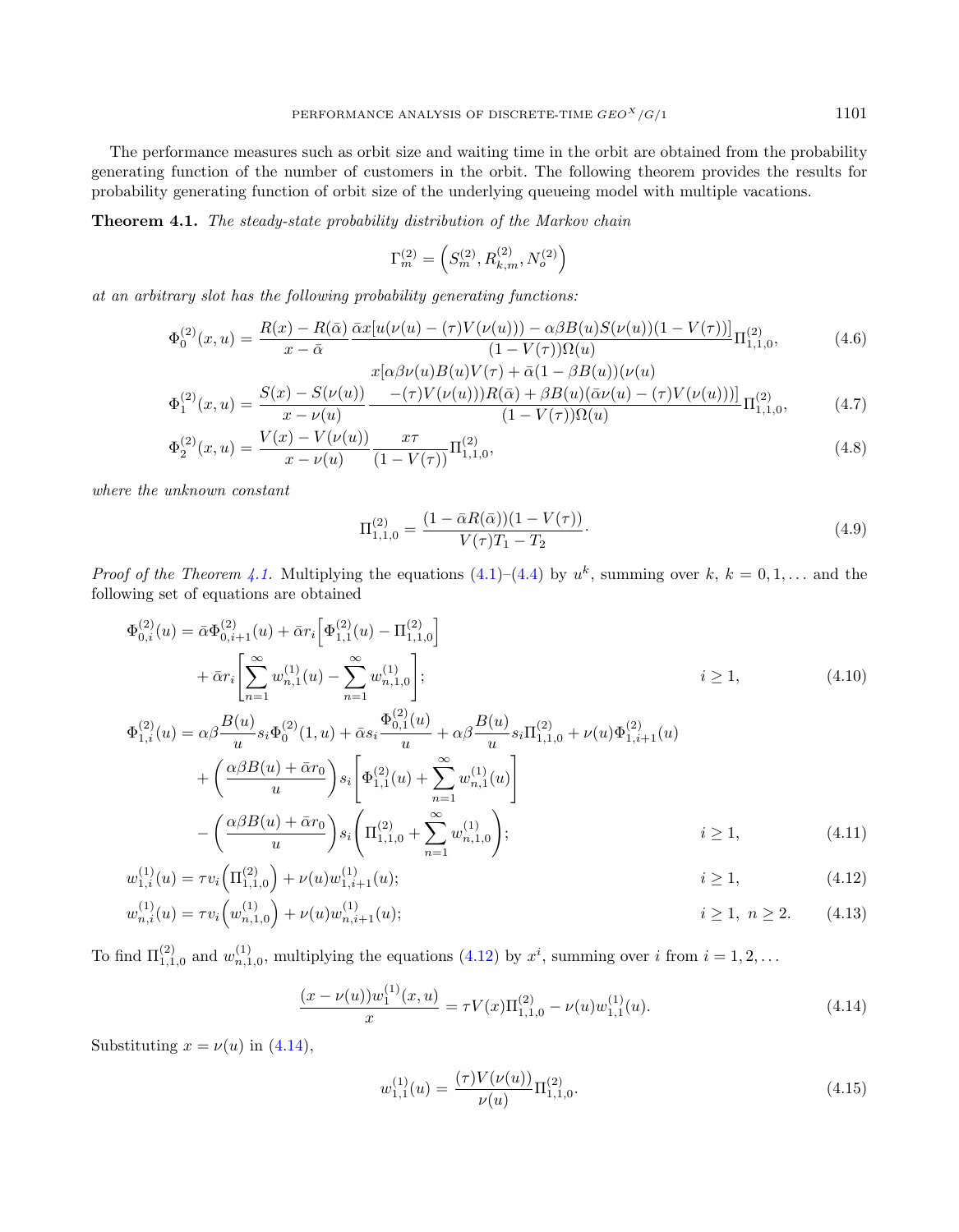The performance measures such as orbit size and waiting time in the orbit are obtained from the probability generating function of the number of customers in the orbit. The following theorem provides the results for probability generating function of orbit size of the underlying queueing model with multiple vacations.

**Theorem 4.1.** *The steady-state probability distribution of the Markov chain*

$$\Gamma_m^{(2)} = \left(S_m^{(2)}, R_{k,m}^{(2)}, N_o^{(2)}\right)$$

*at an arbitrary slot has the following probability generating functions:*

$$\Phi_0^{(2)}(x,u) = \frac{R(x) - R(\bar{\alpha})}{x - \bar{\alpha}} \frac{\bar{\alpha}x[u(\nu(u) - (\tau)V(\nu(u))) - \alpha\beta B(u)S(\nu(u))(1 - V(\tau))]}{(1 - V(\tau))\Omega(u)} \Pi_{1,1,0}^{(2)}, \tag{4.6}$$

$$\Phi_1^{(2)}(x,u) = \frac{S(x) - S(\nu(u))}{x - \nu(u)} \frac{\begin{array}{c} x[\alpha\beta\nu(u)B(u)V(\tau) + \bar{\alpha}(1 - \beta B(u))(\nu(u) \\ -(\tau)V(\nu(u)))R(\bar{\alpha}) + \beta B(u)(\bar{\alpha}\nu(u) - (\tau)V(\nu(u)))] \end{array}}{(1 - V(\tau))\Omega(u)} \Pi_{1,1,0}^{(2)}, \tag{4.7}$$

$$\Phi_2^{(2)}(x,u) = \frac{V(x) - V(\nu(u))}{x - \nu(u)} \frac{x\tau}{(1 - V(\tau))} \Pi_{1,1,0}^{(2)}, \tag{4.8}$$

*where the unknown constant*

$$\Pi_{1,1,0}^{(2)} = \frac{(1 - \bar{\alpha}R(\bar{\alpha}))(1 - V(\tau))}{V(\tau)T_1 - T_2}. \tag{4.9}$$

*Proof of the Theorem 4.1.* Multiplying the equations (4.1)–(4.4) by $u^k$, summing over $k$, $k = 0, 1, \ldots$ and the following set of equations are obtained

$$\begin{aligned}
\Phi_{0,i}^{(2)}(u) &= \bar{\alpha}\Phi_{0,i+1}^{(2)}(u) + \bar{\alpha}r_i\left[\Phi_{1,1}^{(2)}(u) - \Pi_{1,1,0}^{(2)}\right] \\
&\quad + \bar{\alpha}r_i\left[\sum_{n=1}^{\infty} w_{n,1}^{(1)}(u) - \sum_{n=1}^{\infty} w_{n,1,0}^{(1)}\right]; \qquad i \geq 1,
\end{aligned} \tag{4.10}$$

$$\begin{aligned}
\Phi_{1,i}^{(2)}(u) &= \alpha\beta\frac{B(u)}{u}s_i\Phi_0^{(2)}(1,u) + \bar{\alpha}s_i\frac{\Phi_{0,1}^{(2)}(u)}{u} + \alpha\beta\frac{B(u)}{u}s_i\Pi_{1,1,0}^{(2)} + \nu(u)\Phi_{1,i+1}^{(2)}(u) \\
&\quad + \left(\frac{\alpha\beta B(u) + \bar{\alpha}r_0}{u}\right)s_i\left[\Phi_{1,1}^{(2)}(u) + \sum_{n=1}^{\infty} w_{n,1}^{(1)}(u)\right] \\
&\quad - \left(\frac{\alpha\beta B(u) + \bar{\alpha}r_0}{u}\right)s_i\left(\Pi_{1,1,0}^{(2)} + \sum_{n=1}^{\infty} w_{n,1,0}^{(1)}\right); \qquad i \geq 1,
\end{aligned} \tag{4.11}$$

$$w_{1,i}^{(1)}(u) = \tau v_i\left(\Pi_{1,1,0}^{(2)}\right) + \nu(u)w_{1,i+1}^{(1)}(u); \qquad i \geq 1, \tag{4.12}$$

$$w_{n,i}^{(1)}(u) = \tau v_i\left(w_{n,1,0}^{(1)}\right) + \nu(u)w_{n,i+1}^{(1)}(u); \qquad i \geq 1,\ n \geq 2. \tag{4.13}$$

To find $\Pi_{1,1,0}^{(2)}$ and $w_{n,1,0}^{(1)}$, multiplying the equations (4.12) by $x^i$, summing over $i$ from $i = 1, 2, \ldots$

$$\frac{(x - \nu(u))w_1^{(1)}(x,u)}{x} = \tau V(x)\Pi_{1,1,0}^{(2)} - \nu(u)w_{1,1}^{(1)}(u). \tag{4.14}$$

Substituting $x = \nu(u)$ in (4.14),

$$w_{1,1}^{(1)}(u) = \frac{(\tau)V(\nu(u))}{\nu(u)}\Pi_{1,1,0}^{(2)}. \tag{4.15}$$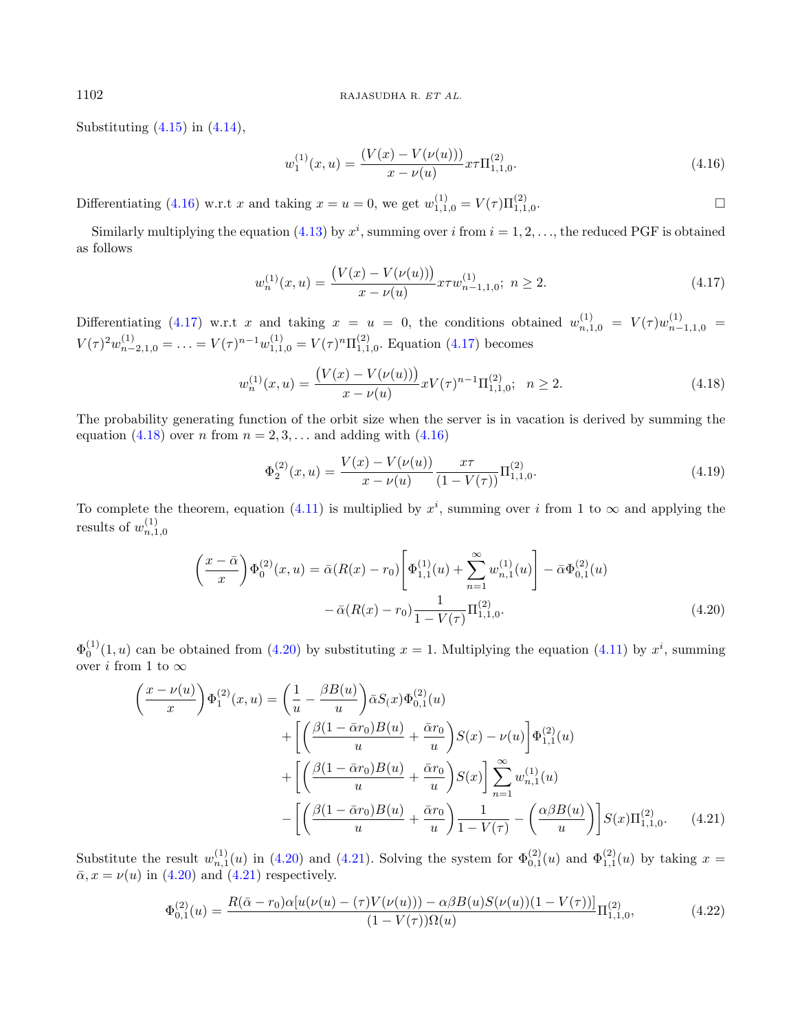Substituting (4.15) in (4.14),

$$w_1^{(1)}(x,u) = \frac{(V(x) - V(\nu(u)))}{x - \nu(u)} x\tau \Pi_{1,1,0}^{(2)}. \tag{4.16}$$

Differentiating (4.16) w.r.t $x$ and taking $x = u = 0$, we get $w_{1,1,0}^{(1)} = V(\tau)\Pi_{1,1,0}^{(2)}$. □

Similarly multiplying the equation (4.13) by $x^i$, summing over $i$ from $i = 1, 2, \ldots$, the reduced PGF is obtained as follows

$$w_n^{(1)}(x,u) = \frac{\big(V(x) - V(\nu(u))\big)}{x - \nu(u)} x\tau w_{n-1,1,0}^{(1)};\ n \geq 2. \tag{4.17}$$

Differentiating (4.17) w.r.t $x$ and taking $x = u = 0$, the conditions obtained $w_{n,1,0}^{(1)} = V(\tau)w_{n-1,1,0}^{(1)} = V(\tau)^2 w_{n-2,1,0}^{(1)} = \ldots = V(\tau)^{n-1} w_{1,1,0}^{(1)} = V(\tau)^n \Pi_{1,1,0}^{(2)}$. Equation (4.17) becomes

$$w_n^{(1)}(x,u) = \frac{\big(V(x) - V(\nu(u))\big)}{x - \nu(u)} x V(\tau)^{n-1} \Pi_{1,1,0}^{(2)};\quad n \geq 2. \tag{4.18}$$

The probability generating function of the orbit size when the server is in vacation is derived by summing the equation (4.18) over $n$ from $n = 2, 3, \ldots$ and adding with (4.16)

$$\Phi_2^{(2)}(x,u) = \frac{V(x) - V(\nu(u))}{x - \nu(u)} \frac{x\tau}{(1 - V(\tau))} \Pi_{1,1,0}^{(2)}. \tag{4.19}$$

To complete the theorem, equation (4.11) is multiplied by $x^i$, summing over $i$ from 1 to $\infty$ and applying the results of $w_{n,1,0}^{(1)}$

$$\begin{aligned}\left(\frac{x - \bar{\alpha}}{x}\right)\Phi_0^{(2)}(x,u) = {} & \bar{\alpha}(R(x) - r_0)\left[\Phi_{1,1}^{(1)}(u) + \sum_{n=1}^{\infty} w_{n,1}^{(1)}(u)\right] - \bar{\alpha}\Phi_{0,1}^{(2)}(u) \\ & - \bar{\alpha}(R(x) - r_0)\frac{1}{1 - V(\tau)}\Pi_{1,1,0}^{(2)}. \end{aligned} \tag{4.20}$$

$\Phi_0^{(1)}(1,u)$ can be obtained from (4.20) by substituting $x = 1$. Multiplying the equation (4.11) by $x^i$, summing over $i$ from 1 to $\infty$

$$\begin{aligned}\left(\frac{x - \nu(u)}{x}\right)\Phi_1^{(2)}(x,u) = {} & \left(\frac{1}{u} - \frac{\beta B(u)}{u}\right)\bar{\alpha}S_(x)\Phi_{0,1}^{(2)}(u) \\ & + \left[\left(\frac{\beta(1 - \bar{\alpha}r_0)B(u)}{u} + \frac{\bar{\alpha}r_0}{u}\right)S(x) - \nu(u)\right]\Phi_{1,1}^{(2)}(u) \\ & + \left[\left(\frac{\beta(1 - \bar{\alpha}r_0)B(u)}{u} + \frac{\bar{\alpha}r_0}{u}\right)S(x)\right]\sum_{n=1}^{\infty} w_{n,1}^{(1)}(u) \\ & - \left[\left(\frac{\beta(1 - \bar{\alpha}r_0)B(u)}{u} + \frac{\bar{\alpha}r_0}{u}\right)\frac{1}{1 - V(\tau)} - \left(\frac{\alpha\beta B(u)}{u}\right)\right]S(x)\Pi_{1,1,0}^{(2)}. \end{aligned} \tag{4.21}$$

Substitute the result $w_{n,1}^{(1)}(u)$ in (4.20) and (4.21). Solving the system for $\Phi_{0,1}^{(2)}(u)$ and $\Phi_{1,1}^{(2)}(u)$ by taking $x = \bar{\alpha}, x = \nu(u)$ in (4.20) and (4.21) respectively.

$$\Phi_{0,1}^{(2)}(u) = \frac{R(\bar{\alpha} - r_0)\alpha[u(\nu(u) - (\tau)V(\nu(u))) - \alpha\beta B(u)S(\nu(u))(1 - V(\tau))]}{(1 - V(\tau))\Omega(u)}\Pi_{1,1,0}^{(2)}, \tag{4.22}$$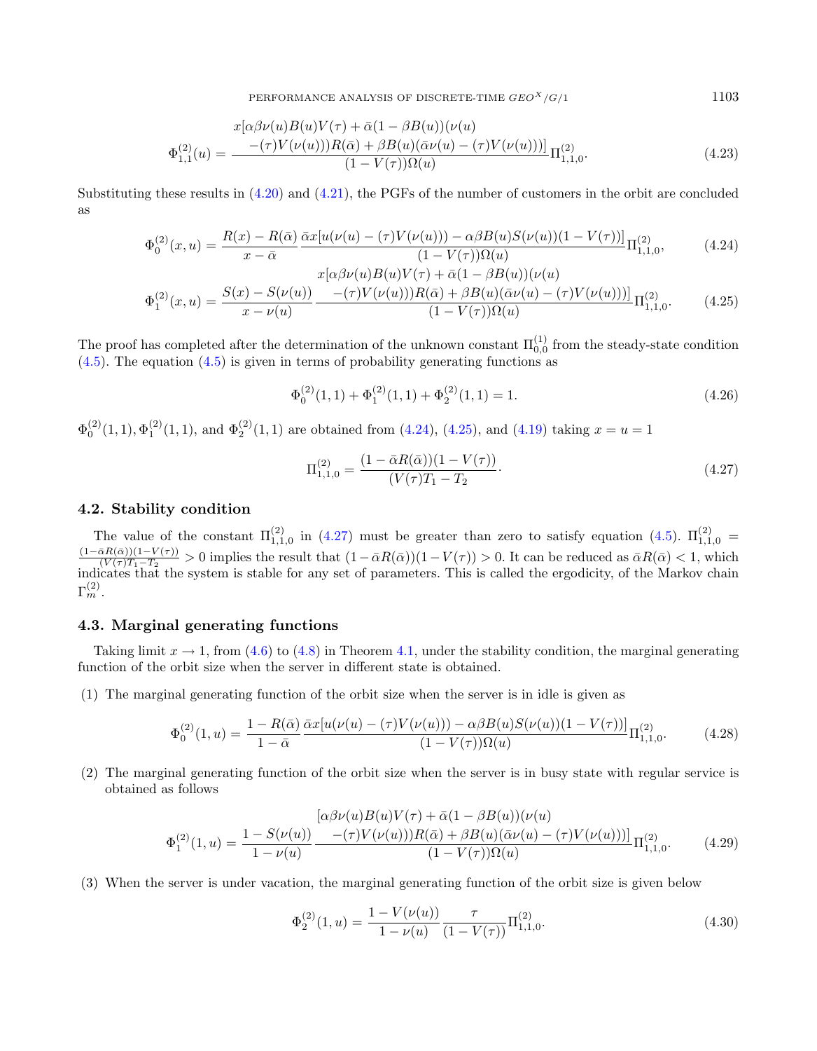$$\Phi_{1,1}^{(2)}(u) = \frac{\begin{array}{c} x[\alpha\beta\nu(u)B(u)V(\tau) + \bar{\alpha}(1-\beta B(u))(\nu(u) \\ -(\tau)V(\nu(u)))R(\bar{\alpha}) + \beta B(u)(\bar{\alpha}\nu(u) - (\tau)V(\nu(u)))] \end{array}}{(1-V(\tau))\Omega(u)}\Pi_{1,1,0}^{(2)}. \tag{4.23}$$

Substituting these results in (4.20) and (4.21), the PGFs of the number of customers in the orbit are concluded as

$$\Phi_0^{(2)}(x,u) = \frac{R(x)-R(\bar{\alpha})}{x-\bar{\alpha}}\,\frac{\bar{\alpha}x[u(\nu(u)-(\tau)V(\nu(u))) - \alpha\beta B(u)S(\nu(u))(1-V(\tau))]}{(1-V(\tau))\Omega(u)}\Pi_{1,1,0}^{(2)}, \tag{4.24}$$

$$\Phi_1^{(2)}(x,u) = \frac{S(x)-S(\nu(u))}{x-\nu(u)}\,\frac{\begin{array}{c} x[\alpha\beta\nu(u)B(u)V(\tau) + \bar{\alpha}(1-\beta B(u))(\nu(u) \\ -(\tau)V(\nu(u)))R(\bar{\alpha}) + \beta B(u)(\bar{\alpha}\nu(u) - (\tau)V(\nu(u)))] \end{array}}{(1-V(\tau))\Omega(u)}\Pi_{1,1,0}^{(2)}. \tag{4.25}$$

The proof has completed after the determination of the unknown constant $\Pi_{0,0}^{(1)}$ from the steady-state condition (4.5). The equation (4.5) is given in terms of probability generating functions as

$$\Phi_0^{(2)}(1,1) + \Phi_1^{(2)}(1,1) + \Phi_2^{(2)}(1,1) = 1. \tag{4.26}$$

$\Phi_0^{(2)}(1,1), \Phi_1^{(2)}(1,1)$, and $\Phi_2^{(2)}(1,1)$ are obtained from (4.24), (4.25), and (4.19) taking $x = u = 1$

$$\Pi_{1,1,0}^{(2)} = \frac{(1-\bar{\alpha}R(\bar{\alpha}))(1-V(\tau))}{(V(\tau)T_1 - T_2}. \tag{4.27}$$

### 4.2. Stability condition

The value of the constant $\Pi_{1,1,0}^{(2)}$ in (4.27) must be greater than zero to satisfy equation (4.5). $\Pi_{1,1,0}^{(2)} = \frac{(1-\bar{\alpha}R(\bar{\alpha}))(1-V(\tau))}{(V(\tau)T_1-T_2} > 0$ implies the result that $(1-\bar{\alpha}R(\bar{\alpha}))(1-V(\tau)) > 0$. It can be reduced as $\bar{\alpha}R(\bar{\alpha}) < 1$, which indicates that the system is stable for any set of parameters. This is called the ergodicity, of the Markov chain $\Gamma_m^{(2)}$.

### 4.3. Marginal generating functions

Taking limit $x \to 1$, from (4.6) to (4.8) in Theorem 4.1, under the stability condition, the marginal generating function of the orbit size when the server in different state is obtained.

(1) The marginal generating function of the orbit size when the server is in idle is given as

$$\Phi_0^{(2)}(1,u) = \frac{1-R(\bar{\alpha})}{1-\bar{\alpha}}\,\frac{\bar{\alpha}x[u(\nu(u)-(\tau)V(\nu(u))) - \alpha\beta B(u)S(\nu(u))(1-V(\tau))]}{(1-V(\tau))\Omega(u)}\Pi_{1,1,0}^{(2)}. \tag{4.28}$$

(2) The marginal generating function of the orbit size when the server is in busy state with regular service is obtained as follows

$$\Phi_1^{(2)}(1,u) = \frac{1-S(\nu(u))}{1-\nu(u)}\,\frac{\begin{array}{c} [\alpha\beta\nu(u)B(u)V(\tau) + \bar{\alpha}(1-\beta B(u))(\nu(u) \\ -(\tau)V(\nu(u)))R(\bar{\alpha}) + \beta B(u)(\bar{\alpha}\nu(u) - (\tau)V(\nu(u)))] \end{array}}{(1-V(\tau))\Omega(u)}\Pi_{1,1,0}^{(2)}. \tag{4.29}$$

(3) When the server is under vacation, the marginal generating function of the orbit size is given below

$$\Phi_2^{(2)}(1,u) = \frac{1-V(\nu(u))}{1-\nu(u)}\,\frac{\tau}{(1-V(\tau))}\Pi_{1,1,0}^{(2)}. \tag{4.30}$$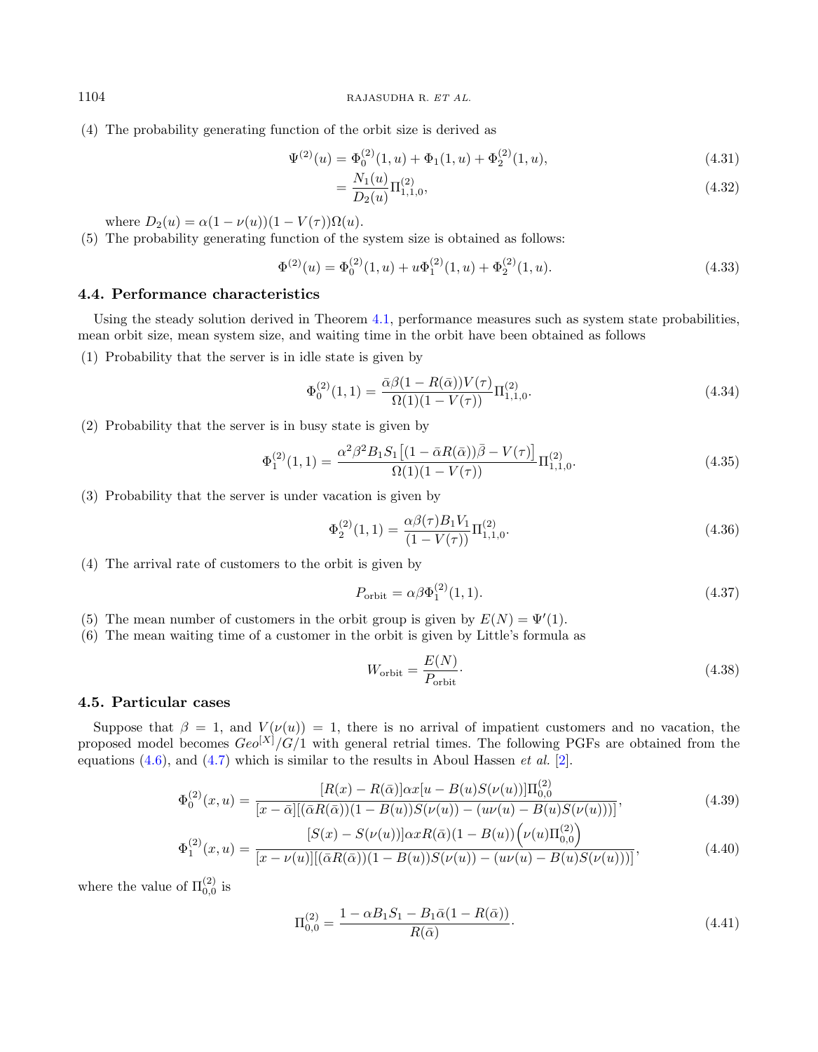(4) The probability generating function of the orbit size is derived as

$$\Psi^{(2)}(u) = \Phi_0^{(2)}(1,u) + \Phi_1(1,u) + \Phi_2^{(2)}(1,u), \tag{4.31}$$

$$= \frac{N_1(u)}{D_2(u)}\Pi_{1,1,0}^{(2)}, \tag{4.32}$$

where $D_2(u) = \alpha(1-\nu(u))(1-V(\tau))\Omega(u)$.

(5) The probability generating function of the system size is obtained as follows:

$$\Phi^{(2)}(u) = \Phi_0^{(2)}(1,u) + u\Phi_1^{(2)}(1,u) + \Phi_2^{(2)}(1,u). \tag{4.33}$$

### 4.4. Performance characteristics

Using the steady solution derived in Theorem 4.1, performance measures such as system state probabilities, mean orbit size, mean system size, and waiting time in the orbit have been obtained as follows

(1) Probability that the server is in idle state is given by

$$\Phi_0^{(2)}(1,1) = \frac{\bar{\alpha}\beta(1-R(\bar{\alpha}))V(\tau)}{\Omega(1)(1-V(\tau))}\Pi_{1,1,0}^{(2)}. \tag{4.34}$$

(2) Probability that the server is in busy state is given by

$$\Phi_1^{(2)}(1,1) = \frac{\alpha^2\beta^2 B_1 S_1\left[(1-\bar{\alpha}R(\bar{\alpha}))\bar{\beta} - V(\tau)\right]}{\Omega(1)(1-V(\tau))}\Pi_{1,1,0}^{(2)}. \tag{4.35}$$

(3) Probability that the server is under vacation is given by

$$\Phi_2^{(2)}(1,1) = \frac{\alpha\beta(\tau)B_1V_1}{(1-V(\tau))}\Pi_{1,1,0}^{(2)}. \tag{4.36}$$

(4) The arrival rate of customers to the orbit is given by

$$P_{\text{orbit}} = \alpha\beta\Phi_1^{(2)}(1,1). \tag{4.37}$$

(5) The mean number of customers in the orbit group is given by $E(N) = \Psi'(1)$.

(6) The mean waiting time of a customer in the orbit is given by Little's formula as

$$W_{\text{orbit}} = \frac{E(N)}{P_{\text{orbit}}}. \tag{4.38}$$

### 4.5. Particular cases

Suppose that $\beta = 1$, and $V(\nu(u)) = 1$, there is no arrival of impatient customers and no vacation, the proposed model becomes $Geo^{[X]}/G/1$ with general retrial times. The following PGFs are obtained from the equations (4.6), and (4.7) which is similar to the results in Aboul Hassen *et al.* [2].

$$\Phi_0^{(2)}(x,u) = \frac{[R(x)-R(\bar{\alpha})]\alpha x[u - B(u)S(\nu(u))]\Pi_{0,0}^{(2)}}{[x-\bar{\alpha}][(\bar{\alpha}R(\bar{\alpha}))(1-B(u))S(\nu(u)) - (u\nu(u) - B(u)S(\nu(u)))]}, \tag{4.39}$$

$$\Phi_1^{(2)}(x,u) = \frac{[S(x)-S(\nu(u))]\alpha x R(\bar{\alpha})(1-B(u))\left(\nu(u)\Pi_{0,0}^{(2)}\right)}{[x-\nu(u)][(\bar{\alpha}R(\bar{\alpha}))(1-B(u))S(\nu(u)) - (u\nu(u) - B(u)S(\nu(u)))]}, \tag{4.40}$$

where the value of $\Pi_{0,0}^{(2)}$ is

$$\Pi_{0,0}^{(2)} = \frac{1-\alpha B_1 S_1 - B_1\bar{\alpha}(1-R(\bar{\alpha}))}{R(\bar{\alpha})}. \tag{4.41}$$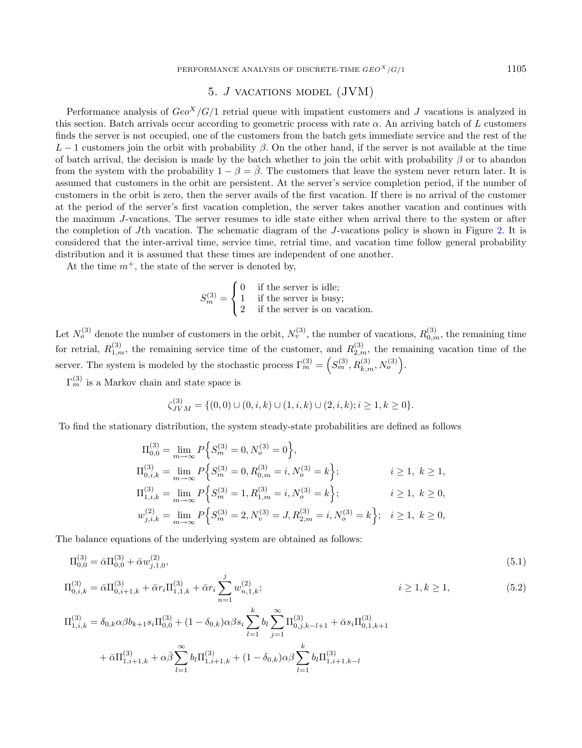## 5. $J$ vacations model (JVM)

Performance analysis of $Geo^X/G/1$ retrial queue with impatient customers and $J$ vacations is analyzed in this section. Batch arrivals occur according to geometric process with rate $\alpha$. An arriving batch of $L$ customers finds the server is not occupied, one of the customers from the batch gets immediate service and the rest of the $L-1$ customers join the orbit with probability $\beta$. On the other hand, if the server is not available at the time of batch arrival, the decision is made by the batch whether to join the orbit with probability $\beta$ or to abandon from the system with the probability $1-\beta=\bar{\beta}$. The customers that leave the system never return later. It is assumed that customers in the orbit are persistent. At the server's service completion period, if the number of customers in the orbit is zero, then the server avails of the first vacation. If there is no arrival of the customer at the period of the server's first vacation completion, the server takes another vacation and continues with the maximum $J$-vacations. The server resumes to idle state either when arrival there to the system or after the completion of $J$th vacation. The schematic diagram of the $J$-vacations policy is shown in Figure 2. It is considered that the inter-arrival time, service time, retrial time, and vacation time follow general probability distribution and it is assumed that these times are independent of one another.

At the time $m^+$, the state of the server is denoted by,

$$S_m^{(3)} = \begin{cases} 0 & \text{if the server is idle;} \\ 1 & \text{if the server is busy;} \\ 2 & \text{if the server is on vacation.} \end{cases}$$

Let $N_o^{(3)}$ denote the number of customers in the orbit, $N_v^{(3)}$, the number of vacations, $R_{0,m}^{(3)}$, the remaining time for retrial, $R_{1,m}^{(3)}$, the remaining service time of the customer, and $R_{2,m}^{(3)}$, the remaining vacation time of the server. The system is modeled by the stochastic process $\Gamma_m^{(3)} = \left(S_m^{(3)}, R_{k,m}^{(3)}, N_o^{(3)}\right)$.

$\Gamma_m^{(3)}$ is a Markov chain and state space is

$$\zeta_{JVM}^{(3)} = \{(0,0) \cup (0,i,k) \cup (1,i,k) \cup (2,i,k); i \geq 1, k \geq 0\}.$$

To find the stationary distribution, the system steady-state probabilities are defined as follows

$$\begin{aligned}
\Pi_{0,0}^{(3)} &= \lim_{m\to\infty} P\Big\{S_m^{(3)} = 0, N_o^{(3)} = 0\Big\}, \\
\Pi_{0,i,k}^{(3)} &= \lim_{m\to\infty} P\Big\{S_m^{(3)} = 0, R_{0,m}^{(3)} = i, N_o^{(3)} = k\Big\}; && i \geq 1,\ k \geq 1, \\
\Pi_{1,i,k}^{(3)} &= \lim_{m\to\infty} P\Big\{S_m^{(3)} = 1, R_{1,m}^{(3)} = i, N_o^{(3)} = k\Big\}; && i \geq 1,\ k \geq 0, \\
w_{j,i,k}^{(2)} &= \lim_{m\to\infty} P\Big\{S_m^{(3)} = 2, N_v^{(3)} = J, R_{2,m}^{(3)} = i, N_o^{(3)} = k\Big\}; && i \geq 1,\ k \geq 0,
\end{aligned}$$

The balance equations of the underlying system are obtained as follows:

$$\Pi_{0,0}^{(3)} = \bar{\alpha}\Pi_{0,0}^{(3)} + \bar{\alpha}w_{j,1,0}^{(2)}, \tag{5.1}$$

$$\Pi_{0,i,k}^{(3)} = \bar{\alpha}\Pi_{0,i+1,k}^{(3)} + \bar{\alpha}r_i\Pi_{1,1,k}^{(3)} + \bar{\alpha}r_i\sum_{n=1}^{j} w_{n,1,k}^{(2)}; \qquad i \geq 1, k \geq 1, \tag{5.2}$$

$$\begin{aligned}
\Pi_{1,i,k}^{(3)} &= \delta_{0,k}\alpha\beta b_{k+1}s_i\Pi_{0,0}^{(3)} + (1-\delta_{0,k})\alpha\beta s_i\sum_{l=1}^{k} b_l \sum_{j=1}^{\infty}\Pi_{0,j,k-l+1}^{(3)} + \bar{\alpha}s_i\Pi_{0,1,k+1}^{(3)} \\
&\quad + \bar{\alpha}\Pi_{1,i+1,k}^{(3)} + \alpha\bar{\beta}\sum_{l=1}^{\infty} b_l\Pi_{1,i+1,k}^{(3)} + (1-\delta_{0,k})\alpha\beta\sum_{l=1}^{k} b_l\Pi_{1,i+1,k-l}^{(3)}
\end{aligned}$$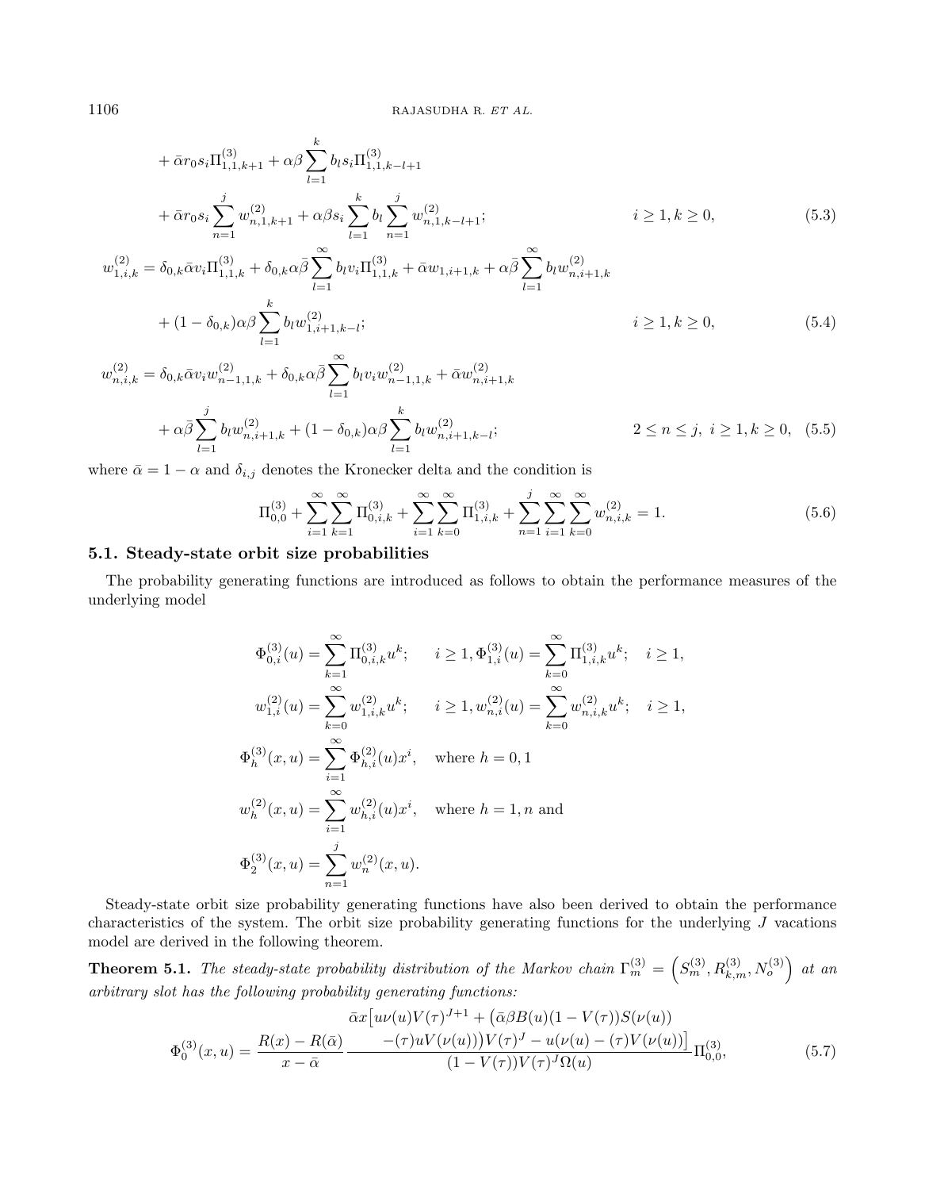$$
\begin{aligned}
&+ \bar{\alpha} r_0 s_i \Pi^{(3)}_{1,1,k+1} + \alpha\beta \sum_{l=1}^{k} b_l s_i \Pi^{(3)}_{1,1,k-l+1} \\
&+ \bar{\alpha} r_0 s_i \sum_{n=1}^{j} w^{(2)}_{n,1,k+1} + \alpha\beta s_i \sum_{l=1}^{k} b_l \sum_{n=1}^{j} w^{(2)}_{n,1,k-l+1}; \qquad i \geq 1, k \geq 0, \qquad (5.3)
\end{aligned}
$$

$$
\begin{aligned}
w^{(2)}_{1,i,k} &= \delta_{0,k} \bar{\alpha} v_i \Pi^{(3)}_{1,1,k} + \delta_{0,k} \alpha\bar{\beta} \sum_{l=1}^{\infty} b_l v_i \Pi^{(3)}_{1,1,k} + \bar{\alpha} w_{1,i+1,k} + \alpha\bar{\beta} \sum_{l=1}^{\infty} b_l w^{(2)}_{n,i+1,k} \\
&+ (1-\delta_{0,k}) \alpha\beta \sum_{l=1}^{k} b_l w^{(2)}_{1,i+1,k-l}; \qquad i \geq 1, k \geq 0, \qquad (5.4)
\end{aligned}
$$

$$
\begin{aligned}
w^{(2)}_{n,i,k} &= \delta_{0,k} \bar{\alpha} v_i w^{(2)}_{n-1,1,k} + \delta_{0,k} \alpha\bar{\beta} \sum_{l=1}^{\infty} b_l v_i w^{(2)}_{n-1,1,k} + \bar{\alpha} w^{(2)}_{n,i+1,k} \\
&+ \alpha\bar{\beta} \sum_{l=1}^{j} b_l w^{(2)}_{n,i+1,k} + (1-\delta_{0,k}) \alpha\beta \sum_{l=1}^{k} b_l w^{(2)}_{n,i+1,k-l}; \qquad 2 \leq n \leq j,\ i \geq 1, k \geq 0, \qquad (5.5)
\end{aligned}
$$

where $\bar{\alpha} = 1 - \alpha$ and $\delta_{i,j}$ denotes the Kronecker delta and the condition is

$$
\Pi^{(3)}_{0,0} + \sum_{i=1}^{\infty} \sum_{k=1}^{\infty} \Pi^{(3)}_{0,i,k} + \sum_{i=1}^{\infty} \sum_{k=0}^{\infty} \Pi^{(3)}_{1,i,k} + \sum_{n=1}^{j} \sum_{i=1}^{\infty} \sum_{k=0}^{\infty} w^{(2)}_{n,i,k} = 1. \qquad (5.6)
$$

### 5.1. Steady-state orbit size probabilities

The probability generating functions are introduced as follows to obtain the performance measures of the underlying model

$$
\begin{aligned}
\Phi^{(3)}_{0,i}(u) &= \sum_{k=1}^{\infty} \Pi^{(3)}_{0,i,k} u^k; \quad i \geq 1, \Phi^{(3)}_{1,i}(u) = \sum_{k=0}^{\infty} \Pi^{(3)}_{1,i,k} u^k; \quad i \geq 1, \\
w^{(2)}_{1,i}(u) &= \sum_{k=0}^{\infty} w^{(2)}_{1,i,k} u^k; \quad i \geq 1, w^{(2)}_{n,i}(u) = \sum_{k=0}^{\infty} w^{(2)}_{n,i,k} u^k; \quad i \geq 1, \\
\Phi^{(3)}_{h}(x,u) &= \sum_{i=1}^{\infty} \Phi^{(2)}_{h,i}(u) x^i, \quad \text{where } h = 0, 1 \\
w^{(2)}_{h}(x,u) &= \sum_{i=1}^{\infty} w^{(2)}_{h,i}(u) x^i, \quad \text{where } h = 1, n \text{ and} \\
\Phi^{(3)}_{2}(x,u) &= \sum_{n=1}^{j} w^{(2)}_{n}(x,u).
\end{aligned}
$$

Steady-state orbit size probability generating functions have also been derived to obtain the performance characteristics of the system. The orbit size probability generating functions for the underlying $J$ vacations model are derived in the following theorem.

**Theorem 5.1.** *The steady-state probability distribution of the Markov chain* $\Gamma^{(3)}_m = \left(S^{(3)}_m, R^{(3)}_{k,m}, N^{(3)}_o\right)$ *at an arbitrary slot has the following probability generating functions:*

$$
\Phi^{(3)}_0(x,u) = \frac{R(x) - R(\bar{\alpha})}{x - \bar{\alpha}} \frac{\begin{array}{c}\bar{\alpha} x \big[ u\nu(u) V(\tau)^{J+1} + \big(\bar{\alpha}\beta B(u)(1 - V(\tau)) S(\nu(u)) \\ -(\tau) u V(\nu(u))\big) V(\tau)^J - u(\nu(u) - (\tau) V(\nu(u))\big]\end{array}}{(1 - V(\tau)) V(\tau)^J \Omega(u)} \Pi^{(3)}_{0,0}, \qquad (5.7)
$$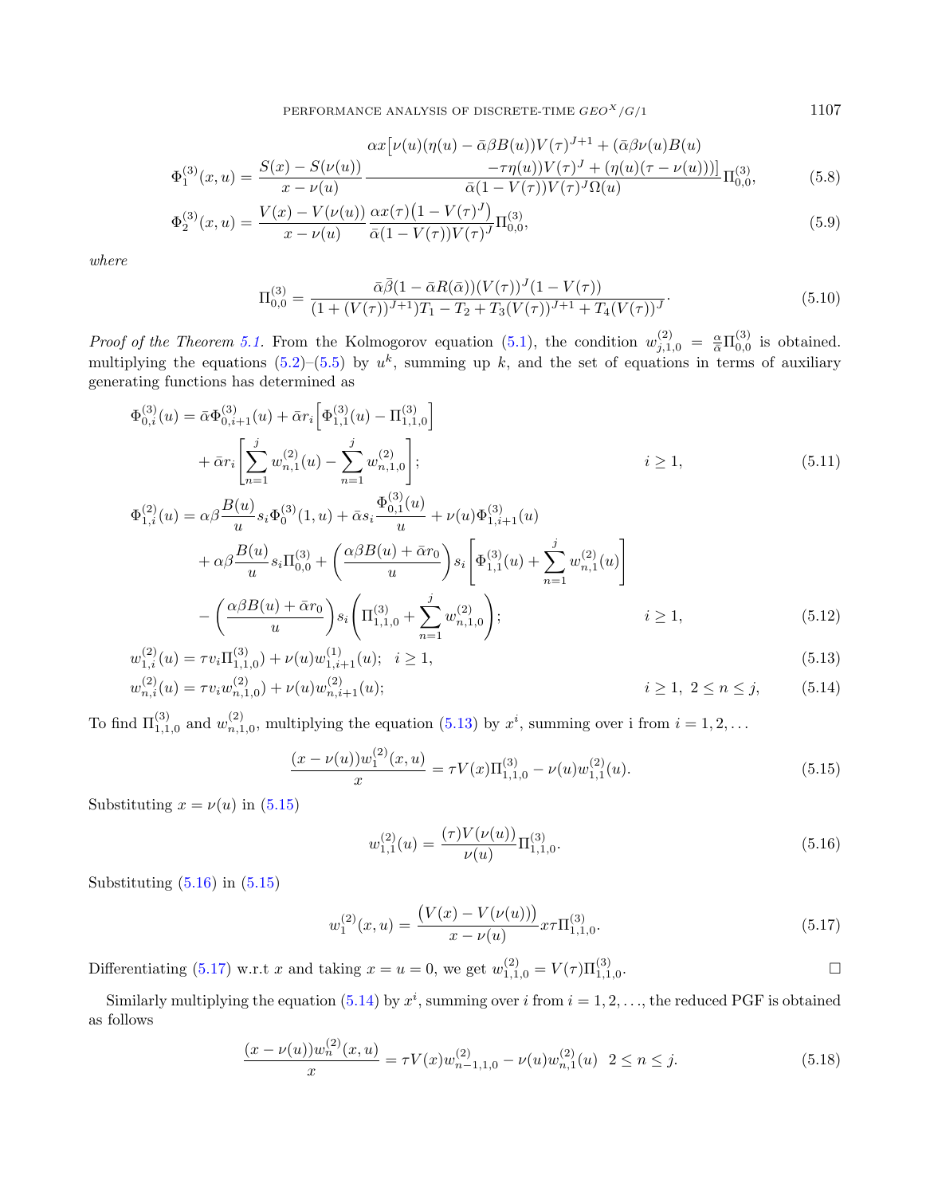$$\Phi_1^{(3)}(x,u) = \frac{S(x)-S(\nu(u))}{x-\nu(u)} \frac{\alpha x\big[\nu(u)(\eta(u)-\bar{\alpha}\beta B(u))V(\tau)^{J+1} + (\bar{\alpha}\beta\nu(u)B(u) -\tau\eta(u))V(\tau)^J + (\eta(u)(\tau-\nu(u)))\big]}{\bar{\alpha}(1-V(\tau))V(\tau)^J\Omega(u)}\Pi_{0,0}^{(3)}, \tag{5.8}$$

$$\Phi_2^{(3)}(x,u) = \frac{V(x)-V(\nu(u))}{x-\nu(u)} \frac{\alpha x(\tau)\big(1-V(\tau)^J\big)}{\bar{\alpha}(1-V(\tau))V(\tau)^J}\Pi_{0,0}^{(3)}, \tag{5.9}$$

*where*

$$\Pi_{0,0}^{(3)} = \frac{\bar{\alpha}\bar{\beta}(1-\bar{\alpha}R(\bar{\alpha}))(V(\tau))^J(1-V(\tau))}{(1+(V(\tau))^{J+1})T_1 - T_2 + T_3(V(\tau))^{J+1} + T_4(V(\tau))^J}. \tag{5.10}$$

*Proof of the Theorem 5.1.* From the Kolmogorov equation (5.1), the condition $w_{j,1,0}^{(2)} = \frac{\alpha}{\bar{\alpha}}\Pi_{0,0}^{(3)}$ is obtained. multiplying the equations (5.2)–(5.5) by $u^k$, summing up $k$, and the set of equations in terms of auxiliary generating functions has determined as

$$\Phi_{0,i}^{(3)}(u) = \bar{\alpha}\Phi_{0,i+1}^{(3)}(u) + \bar{\alpha}r_i\Big[\Phi_{1,1}^{(3)}(u) - \Pi_{1,1,0}^{(3)}\Big] + \bar{\alpha}r_i\left[\sum_{n=1}^{j} w_{n,1}^{(2)}(u) - \sum_{n=1}^{j} w_{n,1,0}^{(2)}\right]; \qquad i \geq 1, \tag{5.11}$$

$$\begin{aligned}\Phi_{1,i}^{(2)}(u) = {}& \alpha\beta\frac{B(u)}{u}s_i\Phi_0^{(3)}(1,u) + \bar{\alpha}s_i\frac{\Phi_{0,1}^{(3)}(u)}{u} + \nu(u)\Phi_{1,i+1}^{(3)}(u) \\ &+ \alpha\beta\frac{B(u)}{u}s_i\Pi_{0,0}^{(3)} + \left(\frac{\alpha\beta B(u)+\bar{\alpha}r_0}{u}\right)s_i\left[\Phi_{1,1}^{(3)}(u) + \sum_{n=1}^{j} w_{n,1}^{(2)}(u)\right] \\ &- \left(\frac{\alpha\beta B(u)+\bar{\alpha}r_0}{u}\right)s_i\left(\Pi_{1,1,0}^{(3)} + \sum_{n=1}^{j} w_{n,1,0}^{(2)}\right); \qquad i \geq 1,\end{aligned} \tag{5.12}$$

$$w_{1,i}^{(2)}(u) = \tau v_i\Pi_{1,1,0}^{(3)}) + \nu(u)w_{1,i+1}^{(1)}(u); \quad i \geq 1, \tag{5.13}$$

$$w_{n,i}^{(2)}(u) = \tau v_i w_{n,1,0}^{(2)}) + \nu(u)w_{n,i+1}^{(2)}(u); \qquad i \geq 1,\ 2 \leq n \leq j, \tag{5.14}$$

To find $\Pi_{1,1,0}^{(3)}$ and $w_{n,1,0}^{(2)}$, multiplying the equation (5.13) by $x^i$, summing over i from $i = 1, 2, \ldots$

$$\frac{(x-\nu(u))w_1^{(2)}(x,u)}{x} = \tau V(x)\Pi_{1,1,0}^{(3)} - \nu(u)w_{1,1}^{(2)}(u). \tag{5.15}$$

Substituting $x = \nu(u)$ in (5.15)

$$w_{1,1}^{(2)}(u) = \frac{(\tau)V(\nu(u))}{\nu(u)}\Pi_{1,1,0}^{(3)}. \tag{5.16}$$

Substituting (5.16) in (5.15)

$$w_1^{(2)}(x,u) = \frac{\big(V(x)-V(\nu(u))\big)}{x-\nu(u)}x\tau\Pi_{1,1,0}^{(3)}. \tag{5.17}$$

Differentiating (5.17) w.r.t $x$ and taking $x = u = 0$, we get $w_{1,1,0}^{(2)} = V(\tau)\Pi_{1,1,0}^{(3)}$. □

Similarly multiplying the equation (5.14) by $x^i$, summing over $i$ from $i = 1, 2, \ldots$, the reduced PGF is obtained as follows

$$\frac{(x-\nu(u))w_n^{(2)}(x,u)}{x} = \tau V(x)w_{n-1,1,0}^{(2)} - \nu(u)w_{n,1}^{(2)}(u) \quad 2 \leq n \leq j. \tag{5.18}$$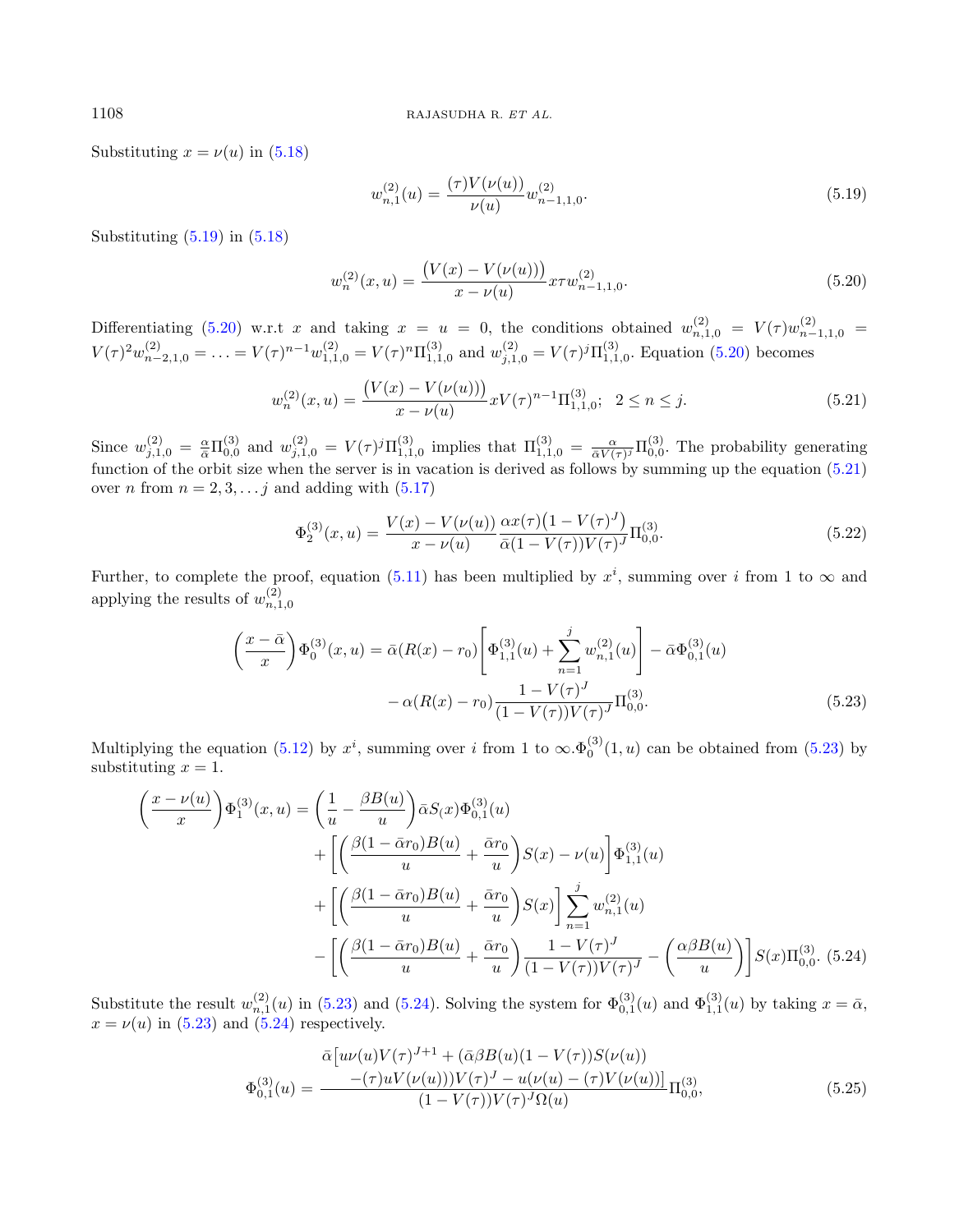Substituting $x = \nu(u)$ in (5.18)

$$w_{n,1}^{(2)}(u) = \frac{(\tau)V(\nu(u))}{\nu(u)} w_{n-1,1,0}^{(2)}. \tag{5.19}$$

Substituting (5.19) in (5.18)

$$w_{n}^{(2)}(x,u) = \frac{\big(V(x) - V(\nu(u))\big)}{x - \nu(u)} x\tau w_{n-1,1,0}^{(2)}. \tag{5.20}$$

Differentiating (5.20) w.r.t $x$ and taking $x = u = 0$, the conditions obtained $w_{n,1,0}^{(2)} = V(\tau)w_{n-1,1,0}^{(2)} = V(\tau)^2 w_{n-2,1,0}^{(2)} = \ldots = V(\tau)^{n-1}w_{1,1,0}^{(2)} = V(\tau)^n \Pi_{1,1,0}^{(3)}$ and $w_{j,1,0}^{(2)} = V(\tau)^j \Pi_{1,1,0}^{(3)}$. Equation (5.20) becomes

$$w_{n}^{(2)}(x,u) = \frac{\big(V(x) - V(\nu(u))\big)}{x - \nu(u)} xV(\tau)^{n-1}\Pi_{1,1,0}^{(3)}; \quad 2 \leq n \leq j. \tag{5.21}$$

Since $w_{j,1,0}^{(2)} = \frac{\alpha}{\bar{\alpha}}\Pi_{0,0}^{(3)}$ and $w_{j,1,0}^{(2)} = V(\tau)^j \Pi_{1,1,0}^{(3)}$ implies that $\Pi_{1,1,0}^{(3)} = \frac{\alpha}{\bar{\alpha}V(\tau)^j}\Pi_{0,0}^{(3)}$. The probability generating function of the orbit size when the server is in vacation is derived as follows by summing up the equation (5.21) over $n$ from $n = 2, 3, \ldots j$ and adding with (5.17)

$$\Phi_2^{(3)}(x,u) = \frac{V(x) - V(\nu(u))}{x - \nu(u)} \frac{\alpha x(\tau)\big(1 - V(\tau)^J\big)}{\bar{\alpha}(1 - V(\tau))V(\tau)^J}\Pi_{0,0}^{(3)}. \tag{5.22}$$

Further, to complete the proof, equation (5.11) has been multiplied by $x^i$, summing over $i$ from 1 to $\infty$ and applying the results of $w_{n,1,0}^{(2)}$

$$\left(\frac{x - \bar{\alpha}}{x}\right)\Phi_0^{(3)}(x,u) = \bar{\alpha}(R(x) - r_0)\left[\Phi_{1,1}^{(3)}(u) + \sum_{n=1}^{j} w_{n,1}^{(2)}(u)\right] - \bar{\alpha}\Phi_{0,1}^{(3)}(u)$$
$$- \alpha(R(x) - r_0)\frac{1 - V(\tau)^J}{(1 - V(\tau))V(\tau)^J}\Pi_{0,0}^{(3)}. \tag{5.23}$$

Multiplying the equation (5.12) by $x^i$, summing over $i$ from 1 to $\infty$.$\Phi_0^{(3)}(1,u)$ can be obtained from (5.23) by substituting $x = 1$.

$$\left(\frac{x - \nu(u)}{x}\right)\Phi_1^{(3)}(x,u) = \left(\frac{1}{u} - \frac{\beta B(u)}{u}\right)\bar{\alpha}S_(x)\Phi_{0,1}^{(3)}(u)$$
$$+ \left[\left(\frac{\beta(1 - \bar{\alpha}r_0)B(u)}{u} + \frac{\bar{\alpha}r_0}{u}\right)S(x) - \nu(u)\right]\Phi_{1,1}^{(3)}(u)$$
$$+ \left[\left(\frac{\beta(1 - \bar{\alpha}r_0)B(u)}{u} + \frac{\bar{\alpha}r_0}{u}\right)S(x)\right]\sum_{n=1}^{j} w_{n,1}^{(2)}(u)$$
$$- \left[\left(\frac{\beta(1 - \bar{\alpha}r_0)B(u)}{u} + \frac{\bar{\alpha}r_0}{u}\right)\frac{1 - V(\tau)^J}{(1 - V(\tau))V(\tau)^J} - \left(\frac{\alpha\beta B(u)}{u}\right)\right]S(x)\Pi_{0,0}^{(3)}. \tag{5.24}$$

Substitute the result $w_{n,1}^{(2)}(u)$ in (5.23) and (5.24). Solving the system for $\Phi_{0,1}^{(3)}(u)$ and $\Phi_{1,1}^{(3)}(u)$ by taking $x = \bar{\alpha}$, $x = \nu(u)$ in (5.23) and (5.24) respectively.

$$\Phi_{0,1}^{(3)}(u) = \frac{\begin{array}{c}\bar{\alpha}\big[u\nu(u)V(\tau)^{J+1} + (\bar{\alpha}\beta B(u)(1 - V(\tau))S(\nu(u)) \\ -(\tau)uV(\nu(u)))V(\tau)^J - u(\nu(u) - (\tau)V(\nu(u))\big]\end{array}}{(1 - V(\tau))V(\tau)^J\Omega(u)}\Pi_{0,0}^{(3)}, \tag{5.25}$$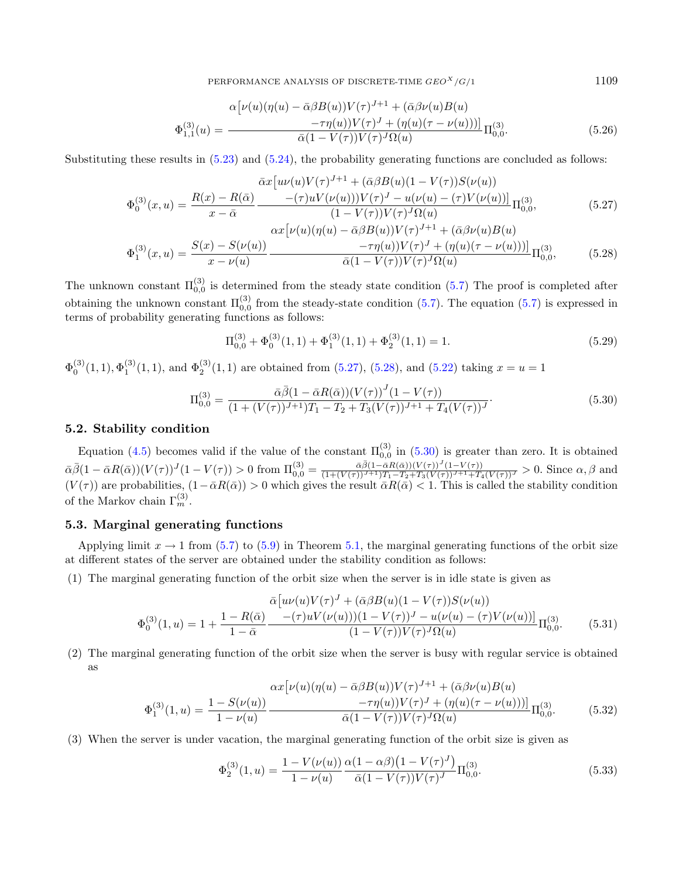$$
\Phi_{1,1}^{(3)}(u) = \frac{\alpha\big[\nu(u)(\eta(u) - \bar{\alpha}\beta B(u))V(\tau)^{J+1} + (\bar{\alpha}\beta\nu(u)B(u) - \tau\eta(u))V(\tau)^{J} + (\eta(u)(\tau - \nu(u)))\big]}{\bar{\alpha}(1 - V(\tau))V(\tau)^{J}\Omega(u)}\Pi_{0,0}^{(3)}. \tag{5.26}
$$

Substituting these results in (5.23) and (5.24), the probability generating functions are concluded as follows:

$$
\Phi_{0}^{(3)}(x,u) = \frac{R(x) - R(\bar{\alpha})}{x - \bar{\alpha}} \frac{\bar{\alpha}x\big[u\nu(u)V(\tau)^{J+1} + (\bar{\alpha}\beta B(u)(1 - V(\tau))S(\nu(u)) - (\tau)uV(\nu(u)))V(\tau)^{J} - u(\nu(u) - (\tau)V(\nu(u))\big]}{(1 - V(\tau))V(\tau)^{J}\Omega(u)}\Pi_{0,0}^{(3)}, \tag{5.27}
$$

$$
\Phi_{1}^{(3)}(x,u) = \frac{S(x) - S(\nu(u))}{x - \nu(u)} \frac{\alpha x\big[\nu(u)(\eta(u) - \bar{\alpha}\beta B(u))V(\tau)^{J+1} + (\bar{\alpha}\beta\nu(u)B(u) - \tau\eta(u))V(\tau)^{J} + (\eta(u)(\tau - \nu(u)))\big]}{\bar{\alpha}(1 - V(\tau))V(\tau)^{J}\Omega(u)}\Pi_{0,0}^{(3)}, \tag{5.28}
$$

The unknown constant $\Pi_{0,0}^{(3)}$ is determined from the steady state condition (5.7) The proof is completed after obtaining the unknown constant $\Pi_{0,0}^{(3)}$ from the steady-state condition (5.7). The equation (5.7) is expressed in terms of probability generating functions as follows:

$$
\Pi_{0,0}^{(3)} + \Phi_{0}^{(3)}(1,1) + \Phi_{1}^{(3)}(1,1) + \Phi_{2}^{(3)}(1,1) = 1. \tag{5.29}
$$

$\Phi_{0}^{(3)}(1,1), \Phi_{1}^{(3)}(1,1)$, and $\Phi_{2}^{(3)}(1,1)$ are obtained from (5.27), (5.28), and (5.22) taking $x = u = 1$

$$
\Pi_{0,0}^{(3)} = \frac{\bar{\alpha}\bar{\beta}(1 - \bar{\alpha}R(\bar{\alpha}))(V(\tau))^{J}(1 - V(\tau))}{(1 + (V(\tau))^{J+1})T_1 - T_2 + T_3(V(\tau))^{J+1} + T_4(V(\tau))^{J}}. \tag{5.30}
$$

### 5.2. Stability condition

Equation (4.5) becomes valid if the value of the constant $\Pi_{0,0}^{(3)}$ in (5.30) is greater than zero. It is obtained $\bar{\alpha}\bar{\beta}(1 - \bar{\alpha}R(\bar{\alpha}))(V(\tau))^{J}(1 - V(\tau)) > 0$ from $\Pi_{0,0}^{(3)} = \frac{\bar{\alpha}\bar{\beta}(1 - \bar{\alpha}R(\bar{\alpha}))(V(\tau))^{J}(1 - V(\tau))}{(1 + (V(\tau))^{J+1})T_1 - T_2 + T_3(V(\tau))^{J+1} + T_4(V(\tau))^{J}} > 0$. Since $\alpha, \beta$ and $(V(\tau))$ are probabilities, $(1 - \bar{\alpha}R(\bar{\alpha})) > 0$ which gives the result $\bar{\alpha}R(\bar{\alpha}) < 1$. This is called the stability condition of the Markov chain $\Gamma_m^{(3)}$.

### 5.3. Marginal generating functions

Applying limit $x \to 1$ from (5.7) to (5.9) in Theorem 5.1, the marginal generating functions of the orbit size at different states of the server are obtained under the stability condition as follows:

(1) The marginal generating function of the orbit size when the server is in idle state is given as

$$
\Phi_{0}^{(3)}(1,u) = 1 + \frac{1 - R(\bar{\alpha})}{1 - \bar{\alpha}} \frac{\bar{\alpha}\big[u\nu(u)V(\tau)^{J} + (\bar{\alpha}\beta B(u)(1 - V(\tau))S(\nu(u)) - (\tau)uV(\nu(u)))(1 - V(\tau))^{J} - u(\nu(u) - (\tau)V(\nu(u))\big]}{(1 - V(\tau))V(\tau)^{J}\Omega(u)}\Pi_{0,0}^{(3)}. \tag{5.31}
$$

(2) The marginal generating function of the orbit size when the server is busy with regular service is obtained as

$$
\Phi_{1}^{(3)}(1,u) = \frac{1 - S(\nu(u))}{1 - \nu(u)} \frac{\alpha x\big[\nu(u)(\eta(u) - \bar{\alpha}\beta B(u))V(\tau)^{J+1} + (\bar{\alpha}\beta\nu(u)B(u) - \tau\eta(u))V(\tau)^{J} + (\eta(u)(\tau - \nu(u)))\big]}{\bar{\alpha}(1 - V(\tau))V(\tau)^{J}\Omega(u)}\Pi_{0,0}^{(3)}. \tag{5.32}
$$

(3) When the server is under vacation, the marginal generating function of the orbit size is given as

$$
\Phi_{2}^{(3)}(1,u) = \frac{1 - V(\nu(u))}{1 - \nu(u)} \frac{\alpha(1 - \alpha\beta)\big(1 - V(\tau)^{J}\big)}{\bar{\alpha}(1 - V(\tau))V(\tau)^{J}}\Pi_{0,0}^{(3)}. \tag{5.33}
$$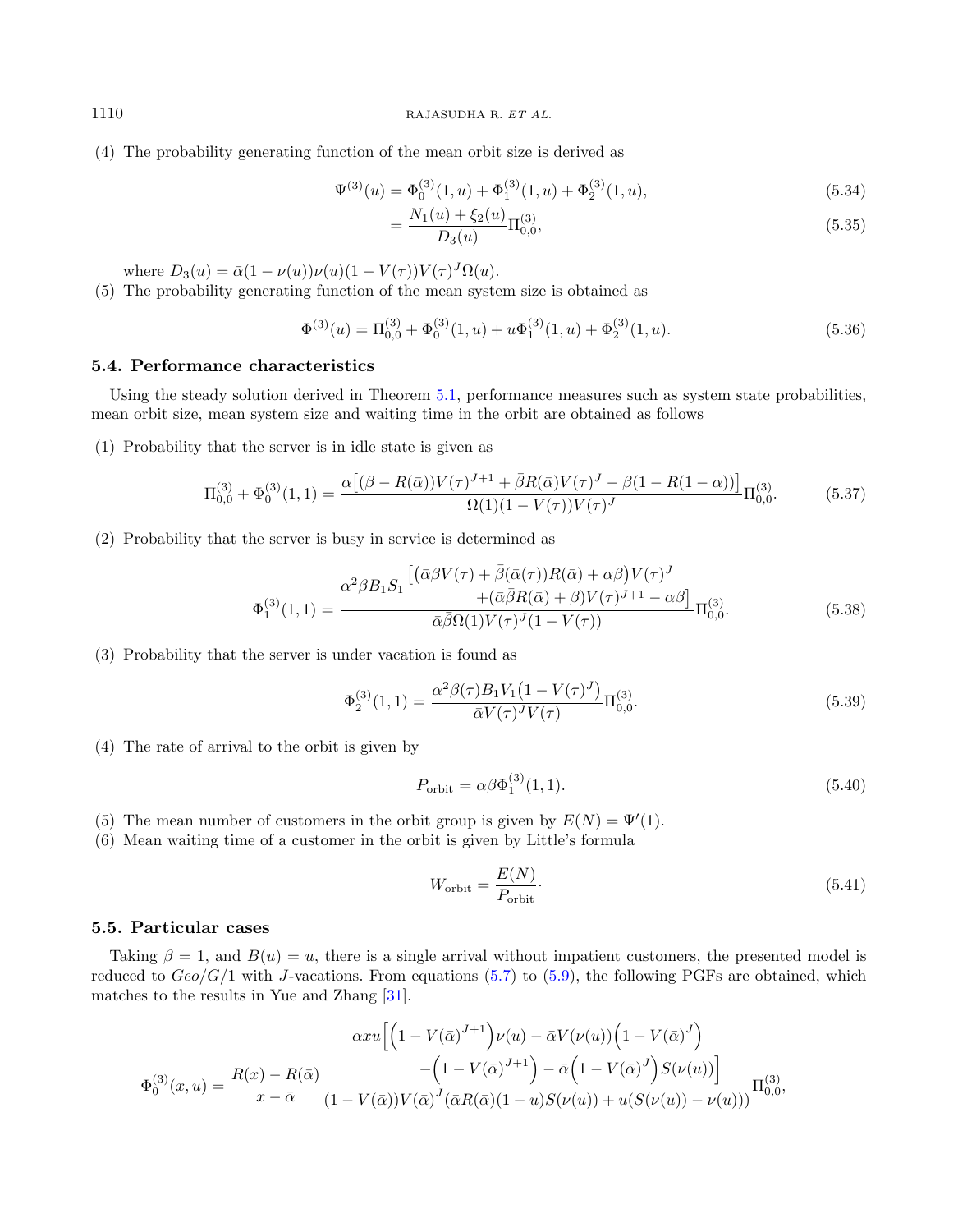(4) The probability generating function of the mean orbit size is derived as

$$\Psi^{(3)}(u) = \Phi_0^{(3)}(1,u) + \Phi_1^{(3)}(1,u) + \Phi_2^{(3)}(1,u), \tag{5.34}$$

$$= \frac{N_1(u) + \xi_2(u)}{D_3(u)}\Pi_{0,0}^{(3)}, \tag{5.35}$$

where $D_3(u) = \bar{\alpha}(1-\nu(u))\nu(u)(1-V(\tau))V(\tau)^J\Omega(u)$.

(5) The probability generating function of the mean system size is obtained as

$$\Phi^{(3)}(u) = \Pi_{0,0}^{(3)} + \Phi_0^{(3)}(1,u) + u\Phi_1^{(3)}(1,u) + \Phi_2^{(3)}(1,u). \tag{5.36}$$

### 5.4. Performance characteristics

Using the steady solution derived in Theorem 5.1, performance measures such as system state probabilities, mean orbit size, mean system size and waiting time in the orbit are obtained as follows

(1) Probability that the server is in idle state is given as

$$\Pi_{0,0}^{(3)} + \Phi_0^{(3)}(1,1) = \frac{\alpha\left[(\beta - R(\bar{\alpha}))V(\tau)^{J+1} + \bar{\beta}R(\bar{\alpha})V(\tau)^J - \beta(1-R(1-\alpha))\right]}{\Omega(1)(1-V(\tau))V(\tau)^J}\Pi_{0,0}^{(3)}. \tag{5.37}$$

(2) Probability that the server is busy in service is determined as

$$\Phi_1^{(3)}(1,1) = \frac{\alpha^2\beta B_1 S_1 \begin{array}{l}\left[\left(\bar{\alpha}\beta V(\tau) + \bar{\beta}(\bar{\alpha}(\tau))R(\bar{\alpha}) + \alpha\beta\right)V(\tau)^J\right.\\ \left. \quad +(\bar{\alpha}\bar{\beta}R(\bar{\alpha}) + \beta)V(\tau)^{J+1} - \alpha\beta\right]\end{array}}{\bar{\alpha}\bar{\beta}\Omega(1)V(\tau)^J(1-V(\tau))}\Pi_{0,0}^{(3)}. \tag{5.38}$$

(3) Probability that the server is under vacation is found as

$$\Phi_2^{(3)}(1,1) = \frac{\alpha^2\beta(\tau)B_1V_1\left(1-V(\tau)^J\right)}{\bar{\alpha}V(\tau)^JV(\tau)}\Pi_{0,0}^{(3)}. \tag{5.39}$$

(4) The rate of arrival to the orbit is given by

$$P_{\text{orbit}} = \alpha\beta\Phi_1^{(3)}(1,1). \tag{5.40}$$

(5) The mean number of customers in the orbit group is given by $E(N) = \Psi'(1)$.

(6) Mean waiting time of a customer in the orbit is given by Little's formula

$$W_{\text{orbit}} = \frac{E(N)}{P_{\text{orbit}}}. \tag{5.41}$$

### 5.5. Particular cases

Taking $\beta = 1$, and $B(u) = u$, there is a single arrival without impatient customers, the presented model is reduced to $Geo/G/1$ with $J$-vacations. From equations (5.7) to (5.9), the following PGFs are obtained, which matches to the results in Yue and Zhang [31].

$$\Phi_0^{(3)}(x,u) = \frac{R(x)-R(\bar{\alpha})}{x-\bar{\alpha}} \frac{\begin{array}{c}\alpha x u\left[\left(1-V(\bar{\alpha})^{J+1}\right)\nu(u) - \bar{\alpha}V(\nu(u))\left(1-V(\bar{\alpha})^J\right)\right.\\ \left. -\left(1-V(\bar{\alpha})^{J+1}\right) - \bar{\alpha}\left(1-V(\bar{\alpha})^J\right)S(\nu(u))\right]\end{array}}{(1-V(\bar{\alpha}))V(\bar{\alpha})^J(\bar{\alpha}R(\bar{\alpha})(1-u)S(\nu(u)) + u(S(\nu(u))-\nu(u)))}\Pi_{0,0}^{(3)},$$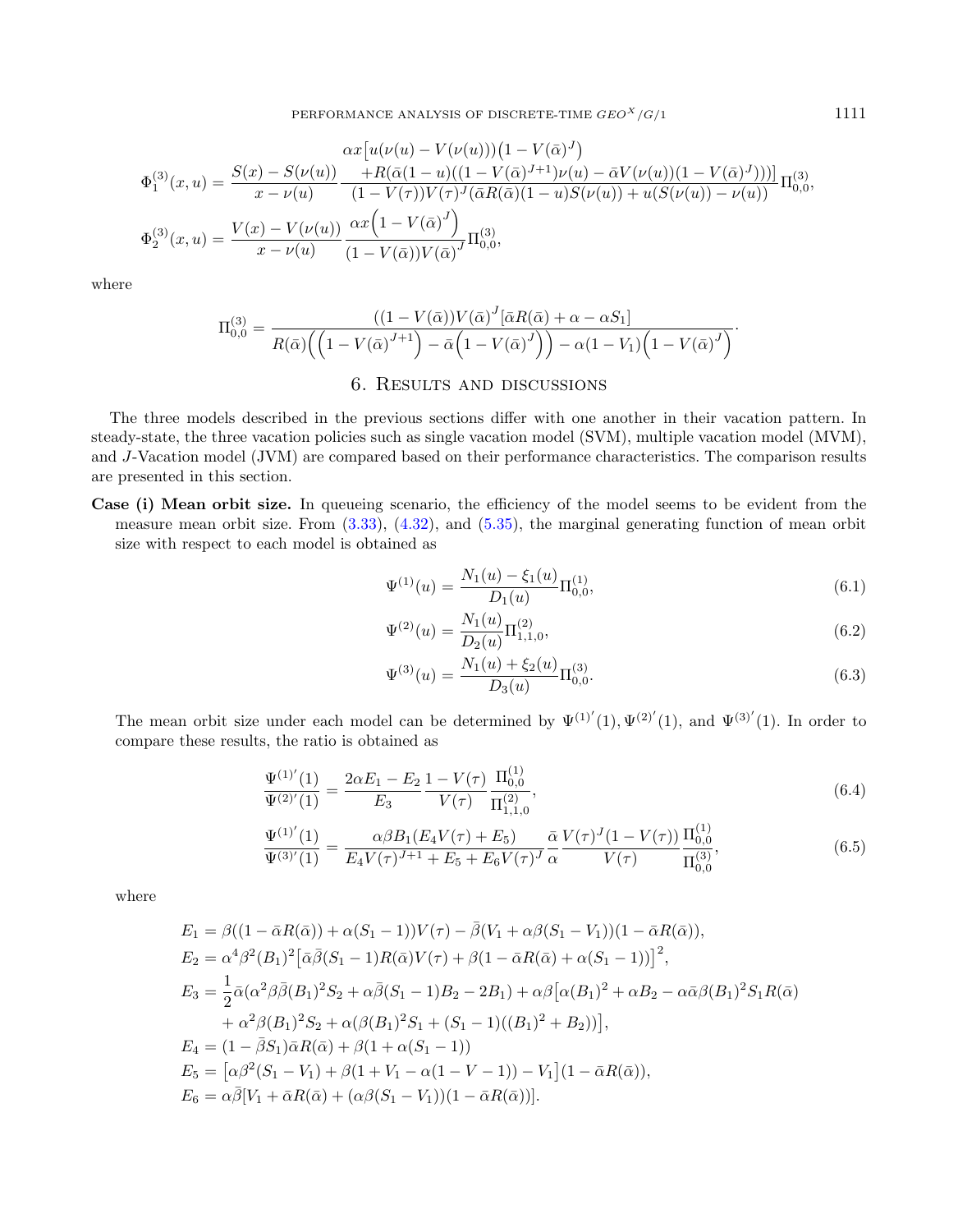$$\Phi_1^{(3)}(x,u) = \frac{S(x)-S(\nu(u))}{x-\nu(u)} \frac{\begin{array}{c}\alpha x\big[u(\nu(u)-V(\nu(u)))\big(1-V(\bar{\alpha})^J\big)\\ +R(\bar{\alpha}(1-u)((1-V(\bar{\alpha})^{J+1})\nu(u)-\bar{\alpha}V(\nu(u))(1-V(\bar{\alpha})^J)))\big]\end{array}}{(1-V(\tau))V(\tau)^J(\bar{\alpha}R(\bar{\alpha})(1-u)S(\nu(u))+u(S(\nu(u))-\nu(u))}\Pi_{0,0}^{(3)},$$

$$\Phi_2^{(3)}(x,u) = \frac{V(x)-V(\nu(u))}{x-\nu(u)} \frac{\alpha x\Big(1-V(\bar{\alpha})^J\Big)}{(1-V(\bar{\alpha}))V(\bar{\alpha})^J}\Pi_{0,0}^{(3)},$$

where

$$\Pi_{0,0}^{(3)} = \frac{((1-V(\bar{\alpha}))V(\bar{\alpha})^J[\bar{\alpha}R(\bar{\alpha})+\alpha-\alpha S_1]}{R(\bar{\alpha})\Big(\Big(1-V(\bar{\alpha})^{J+1}\Big)-\bar{\alpha}\Big(1-V(\bar{\alpha})^J\Big)\Big)-\alpha(1-V_1)\Big(1-V(\bar{\alpha})^J\Big)}.$$

# 6. Results and discussions

The three models described in the previous sections differ with one another in their vacation pattern. In steady-state, the three vacation policies such as single vacation model (SVM), multiple vacation model (MVM), and $J$-Vacation model (JVM) are compared based on their performance characteristics. The comparison results are presented in this section.

**Case (i) Mean orbit size.** In queueing scenario, the efficiency of the model seems to be evident from the measure mean orbit size. From (3.33), (4.32), and (5.35), the marginal generating function of mean orbit size with respect to each model is obtained as

$$\Psi^{(1)}(u) = \frac{N_1(u)-\xi_1(u)}{D_1(u)}\Pi_{0,0}^{(1)}, \tag{6.1}$$

$$\Psi^{(2)}(u) = \frac{N_1(u)}{D_2(u)}\Pi_{1,1,0}^{(2)}, \tag{6.2}$$

$$\Psi^{(3)}(u) = \frac{N_1(u)+\xi_2(u)}{D_3(u)}\Pi_{0,0}^{(3)}. \tag{6.3}$$

The mean orbit size under each model can be determined by $\Psi^{(1)'}(1), \Psi^{(2)'}(1)$, and $\Psi^{(3)'}(1)$. In order to compare these results, the ratio is obtained as

$$\frac{\Psi^{(1)'}(1)}{\Psi^{(2)'}(1)} = \frac{2\alpha E_1 - E_2}{E_3}\frac{1-V(\tau)}{V(\tau)}\frac{\Pi_{0,0}^{(1)}}{\Pi_{1,1,0}^{(2)}}, \tag{6.4}$$

$$\frac{\Psi^{(1)'}(1)}{\Psi^{(3)'}(1)} = \frac{\alpha\beta B_1(E_4V(\tau)+E_5)}{E_4V(\tau)^{J+1}+E_5+E_6V(\tau)^J}\frac{\bar{\alpha}}{\alpha}\frac{V(\tau)^J(1-V(\tau))}{V(\tau)}\frac{\Pi_{0,0}^{(1)}}{\Pi_{0,0}^{(3)}}, \tag{6.5}$$

where

$$E_1 = \beta((1-\bar{\alpha}R(\bar{\alpha}))+\alpha(S_1-1))V(\tau)-\bar{\beta}(V_1+\alpha\beta(S_1-V_1))(1-\bar{\alpha}R(\bar{\alpha})),$$

$$E_2 = \alpha^4\beta^2(B_1)^2\big[\bar{\alpha}\bar{\beta}(S_1-1)R(\bar{\alpha})V(\tau)+\beta(1-\bar{\alpha}R(\bar{\alpha})+\alpha(S_1-1))\big]^2,$$

$$\begin{aligned}E_3 = {}&\frac{1}{2}\bar{\alpha}(\alpha^2\beta\bar{\beta}(B_1)^2S_2+\alpha\bar{\beta}(S_1-1)B_2-2B_1)+\alpha\beta\big[\alpha(B_1)^2+\alpha B_2-\alpha\bar{\alpha}\beta(B_1)^2S_1R(\bar{\alpha})\\ &+\alpha^2\beta(B_1)^2S_2+\alpha(\beta(B_1)^2S_1+(S_1-1)((B_1)^2+B_2))\big],\end{aligned}$$

$$E_4 = (1-\bar{\beta}S_1)\bar{\alpha}R(\bar{\alpha})+\beta(1+\alpha(S_1-1))$$

$$E_5 = \big[\alpha\beta^2(S_1-V_1)+\beta(1+V_1-\alpha(1-V-1))-V_1\big](1-\bar{\alpha}R(\bar{\alpha})),$$

$$E_6 = \alpha\bar{\beta}[V_1+\bar{\alpha}R(\bar{\alpha})+(\alpha\beta(S_1-V_1))(1-\bar{\alpha}R(\bar{\alpha}))].$$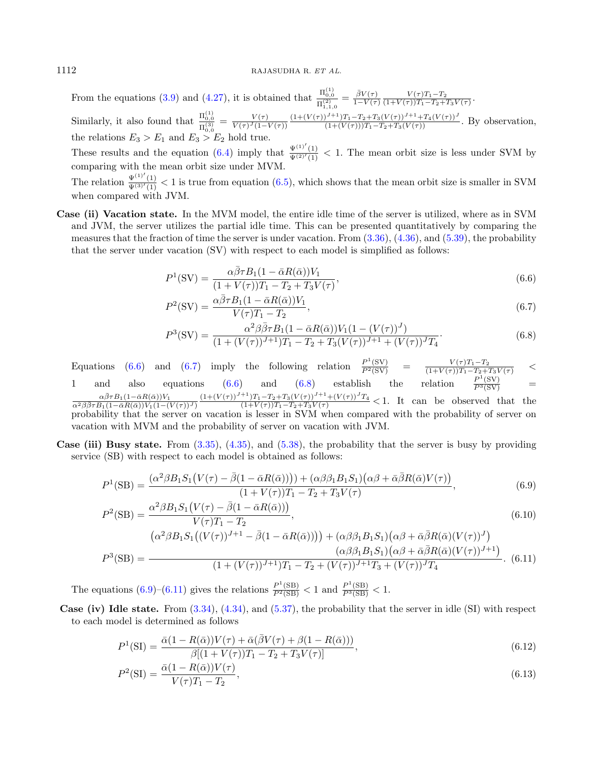From the equations (3.9) and (4.27), it is obtained that $\frac{\Pi_{0,0}^{(1)}}{\Pi_{1,1,0}^{(2)}} = \frac{\bar{\beta}V(\tau)}{1-V(\tau)} \frac{V(\tau)T_1 - T_2}{(1+V(\tau))T_1 - T_2 + T_3 V(\tau)}$.

Similarly, it also found that $\frac{\Pi_{0,0}^{(1)}}{\Pi_{0,0}^{(3)}} = \frac{V(\tau)}{V(\tau)^J(1-V(\tau))} \frac{(1+(V(\tau))^{J+1})T_1 - T_2 + T_3(V(\tau))^{J+1} + T_4(V(\tau))^J}{(1+(V(\tau)))T_1 - T_2 + T_3(V(\tau))}$. By observation, the relations $E_3 > E_1$ and $E_3 > E_2$ hold true.

These results and the equation (6.4) imply that $\frac{\Psi^{(1)'}(1)}{\Psi^{(2)'}(1)} < 1$. The mean orbit size is less under SVM by comparing with the mean orbit size under MVM.

The relation $\frac{\Psi^{(1)'}(1)}{\Psi^{(3)'}(1)} < 1$ is true from equation (6.5), which shows that the mean orbit size is smaller in SVM when compared with JVM.

**Case (ii) Vacation state.** In the MVM model, the entire idle time of the server is utilized, where as in SVM and JVM, the server utilizes the partial idle time. This can be presented quantitatively by comparing the measures that the fraction of time the server is under vacation. From (3.36), (4.36), and (5.39), the probability that the server under vacation (SV) with respect to each model is simplified as follows:

$$P^1(\mathrm{SV}) = \frac{\alpha\bar{\beta}\tau B_1(1-\bar{\alpha}R(\bar{\alpha}))V_1}{(1+V(\tau))T_1 - T_2 + T_3 V(\tau)}, \tag{6.6}$$

$$P^2(\mathrm{SV}) = \frac{\alpha\bar{\beta}\tau B_1(1-\bar{\alpha}R(\bar{\alpha}))V_1}{V(\tau)T_1 - T_2}, \tag{6.7}$$

$$P^3(\mathrm{SV}) = \frac{\alpha^2\beta\bar{\beta}\tau B_1(1-\bar{\alpha}R(\bar{\alpha}))V_1(1-(V(\tau))^J)}{(1+(V(\tau))^{J+1})T_1 - T_2 + T_3(V(\tau))^{J+1} + (V(\tau))^J T_4}. \tag{6.8}$$

Equations (6.6) and (6.7) imply the following relation $\frac{P^1(\mathrm{SV})}{P^2(\mathrm{SV})} = \frac{V(\tau)T_1 - T_2}{(1+V(\tau))T_1 - T_2 + T_3 V(\tau)} < 1$ and also equations (6.6) and (6.8) establish the relation $\frac{P^1(\mathrm{SV})}{P^3(\mathrm{SV})} = \frac{\alpha\bar{\beta}\tau B_1(1-\bar{\alpha}R(\bar{\alpha}))V_1}{\alpha^2\beta\bar{\beta}\tau B_1(1-\bar{\alpha}R(\bar{\alpha}))V_1(1-(V(\tau))^J)} \frac{(1+(V(\tau))^{J+1})T_1 - T_2 + T_3(V(\tau))^{J+1} + (V(\tau))^J T_4}{(1+V(\tau))T_1 - T_2 + T_3 V(\tau)} < 1$. It can be observed that the probability that the server on vacation is lesser in SVM when compared with the probability of server on vacation with MVM and the probability of server on vacation with JVM.

**Case (iii) Busy state.** From (3.35), (4.35), and (5.38), the probability that the server is busy by providing service (SB) with respect to each model is obtained as follows:

$$P^1(\mathrm{SB}) = \frac{\left(\alpha^2\beta B_1 S_1\left(V(\tau) - \bar{\beta}(1-\bar{\alpha}R(\bar{\alpha}))\right)\right) + \left(\alpha\beta\beta_1 B_1 S_1\right)\left(\alpha\beta + \bar{\alpha}\bar{\beta}R(\bar{\alpha})V(\tau)\right)}{(1+V(\tau))T_1 - T_2 + T_3 V(\tau)}, \tag{6.9}$$

$$P^2(\mathrm{SB}) = \frac{\alpha^2\beta B_1 S_1\left(V(\tau) - \bar{\beta}(1-\bar{\alpha}R(\bar{\alpha}))\right)}{V(\tau)T_1 - T_2}, \tag{6.10}$$

$$P^3(\mathrm{SB}) = \frac{\left(\alpha^2\beta B_1 S_1\left((V(\tau))^{J+1} - \bar{\beta}(1-\bar{\alpha}R(\bar{\alpha}))\right)\right) + \left(\alpha\beta\beta_1 B_1 S_1\right)\left(\alpha\beta + \bar{\alpha}\bar{\beta}R(\bar{\alpha})(V(\tau))^J\right) \left(\alpha\beta\beta_1 B_1 S_1\right)\left(\alpha\beta + \bar{\alpha}\bar{\beta}R(\bar{\alpha})(V(\tau))^{J+1}\right)}{(1+(V(\tau))^{J+1})T_1 - T_2 + (V(\tau))^{J+1}T_3 + (V(\tau))^J T_4}. \tag{6.11}$$

The equations (6.9)–(6.11) gives the relations $\frac{P^1(\mathrm{SB})}{P^2(\mathrm{SB})} < 1$ and $\frac{P^1(\mathrm{SB})}{P^3(\mathrm{SB})} < 1$.

**Case (iv) Idle state.** From (3.34), (4.34), and (5.37), the probability that the server in idle (SI) with respect to each model is determined as follows

$$P^1(\mathrm{SI}) = \frac{\bar{\alpha}(1-R(\bar{\alpha}))V(\tau) + \bar{\alpha}(\bar{\beta}V(\tau) + \beta(1-R(\bar{\alpha})))}{\beta[(1+V(\tau))T_1 - T_2 + T_3 V(\tau)]}, \tag{6.12}$$

$$P^2(\mathrm{SI}) = \frac{\bar{\alpha}(1-R(\bar{\alpha}))V(\tau)}{V(\tau)T_1 - T_2}, \tag{6.13}$$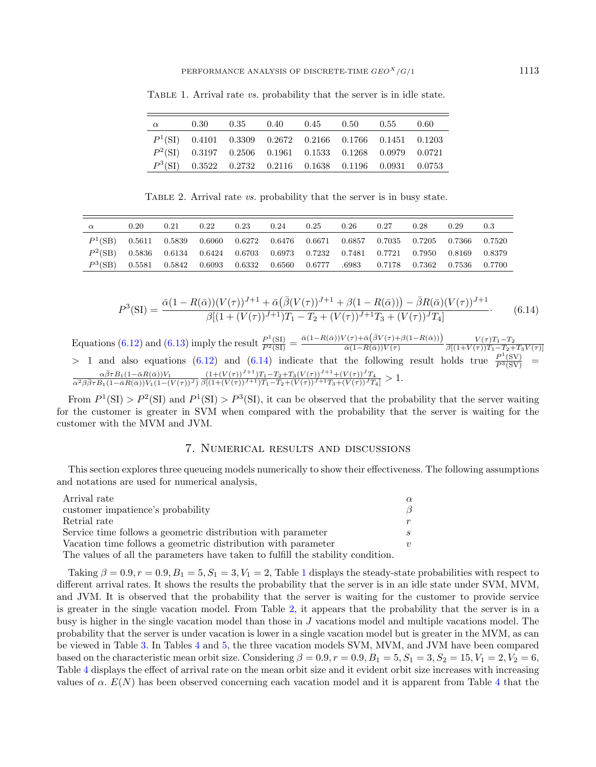Table 1. Arrival rate *vs.* probability that the server is in idle state.

| $\alpha$ | 0.30 | 0.35 | 0.40 | 0.45 | 0.50 | 0.55 | 0.60 |
|---|---|---|---|---|---|---|---|
| $P^1$(SI) | 0.4101 | 0.3309 | 0.2672 | 0.2166 | 0.1766 | 0.1451 | 0.1203 |
| $P^2$(SI) | 0.3197 | 0.2506 | 0.1961 | 0.1533 | 0.1268 | 0.0979 | 0.0721 |
| $P^3$(SI) | 0.3522 | 0.2732 | 0.2116 | 0.1638 | 0.1196 | 0.0931 | 0.0753 |

Table 2. Arrival rate *vs.* probability that the server is in busy state.

| $\alpha$ | 0.20 | 0.21 | 0.22 | 0.23 | 0.24 | 0.25 | 0.26 | 0.27 | 0.28 | 0.29 | 0.3 |
|---|---|---|---|---|---|---|---|---|---|---|---|
| $P^1$(SB) | 0.5611 | 0.5839 | 0.6060 | 0.6272 | 0.6476 | 0.6671 | 0.6857 | 0.7035 | 0.7205 | 0.7366 | 0.7520 |
| $P^2$(SB) | 0.5836 | 0.6134 | 0.6424 | 0.6703 | 0.6973 | 0.7232 | 0.7481 | 0.7721 | 0.7950 | 0.8169 | 0.8379 |
| $P^3$(SB) | 0.5581 | 0.5842 | 0.6093 | 0.6332 | 0.6560 | 0.6777 | .6983 | 0.7178 | 0.7362 | 0.7536 | 0.7700 |

$$P^3(\mathrm{SI}) = \frac{\bar{\alpha}(1-R(\bar{\alpha}))(V(\tau))^{J+1} + \bar{\alpha}\big(\bar{\beta}(V(\tau))^{J+1} + \beta(1-R(\bar{\alpha}))\big) - \bar{\beta}R(\bar{\alpha})(V(\tau))^{J+1}}{\beta[(1+(V(\tau))^{J+1})T_1 - T_2 + (V(\tau))^{J+1}T_3 + (V(\tau))^J T_4]}. \tag{6.14}$$

Equations (6.12) and (6.13) imply the result $\frac{P^1(\mathrm{SI})}{P^2(\mathrm{SI})} = \frac{\bar{\alpha}(1-R(\bar{\alpha}))V(\tau)+\bar{\alpha}\left(\bar{\beta}V(\tau)+\beta(1-R(\bar{\alpha}))\right)}{\bar{\alpha}(1-R(\bar{\alpha}))V(\tau)} \frac{V(\tau)T_1-T_2}{\beta[(1+V(\tau))T_1-T_2+T_3V(\tau)]} > 1$ and also equations (6.12) and (6.14) indicate that the following result holds true $\frac{P^1(\mathrm{SV})}{P^3(\mathrm{SV})} = \frac{\alpha\bar{\beta}\tau B_1(1-\bar{\alpha}R(\bar{\alpha}))V_1}{\alpha^2\beta\bar{\beta}\tau B_1(1-\bar{\alpha}R(\bar{\alpha}))V_1(1-(V(\tau))^J)} \frac{(1+(V(\tau))^{J+1})T_1-T_2+T_3(V(\tau))^{J+1}+(V(\tau))^J T_4}{\beta[(1+(V(\tau))^{J+1})T_1-T_2+(V(\tau))^{J+1}T_3+(V(\tau))^J T_4]} > 1.$

From $P^1(\mathrm{SI}) > P^2(\mathrm{SI})$ and $P^1(\mathrm{SI}) > P^3(\mathrm{SI})$, it can be observed that the probability that the server waiting for the customer is greater in SVM when compared with the probability that the server is waiting for the customer with the MVM and JVM.

## 7. Numerical results and discussions

This section explores three queueing models numerically to show their effectiveness. The following assumptions and notations are used for numerical analysis,

| | |
|---|---|
| Arrival rate | $\alpha$ |
| customer impatience's probability | $\beta$ |
| Retrial rate | $r$ |
| Service time follows a geometric distribution with parameter | $s$ |
| Vacation time follows a geometric distribution with parameter | $v$ |

The values of all the parameters have taken to fulfill the stability condition.

Taking $\beta = 0.9, r = 0.9, B_1 = 5, S_1 = 3, V_1 = 2$, Table 1 displays the steady-state probabilities with respect to different arrival rates. It shows the results the probability that the server is in an idle state under SVM, MVM, and JVM. It is observed that the probability that the server is waiting for the customer to provide service is greater in the single vacation model. From Table 2, it appears that the probability that the server is in a busy is higher in the single vacation model than those in $J$ vacations model and multiple vacations model. The probability that the server is under vacation is lower in a single vacation model but is greater in the MVM, as can be viewed in Table 3. In Tables 4 and 5, the three vacation models SVM, MVM, and JVM have been compared based on the characteristic mean orbit size. Considering $\beta = 0.9, r = 0.9, B_1 = 5, S_1 = 3, S_2 = 15, V_1 = 2, V_2 = 6$, Table 4 displays the effect of arrival rate on the mean orbit size and it evident orbit size increases with increasing values of $\alpha$. $E(N)$ has been observed concerning each vacation model and it is apparent from Table 4 that the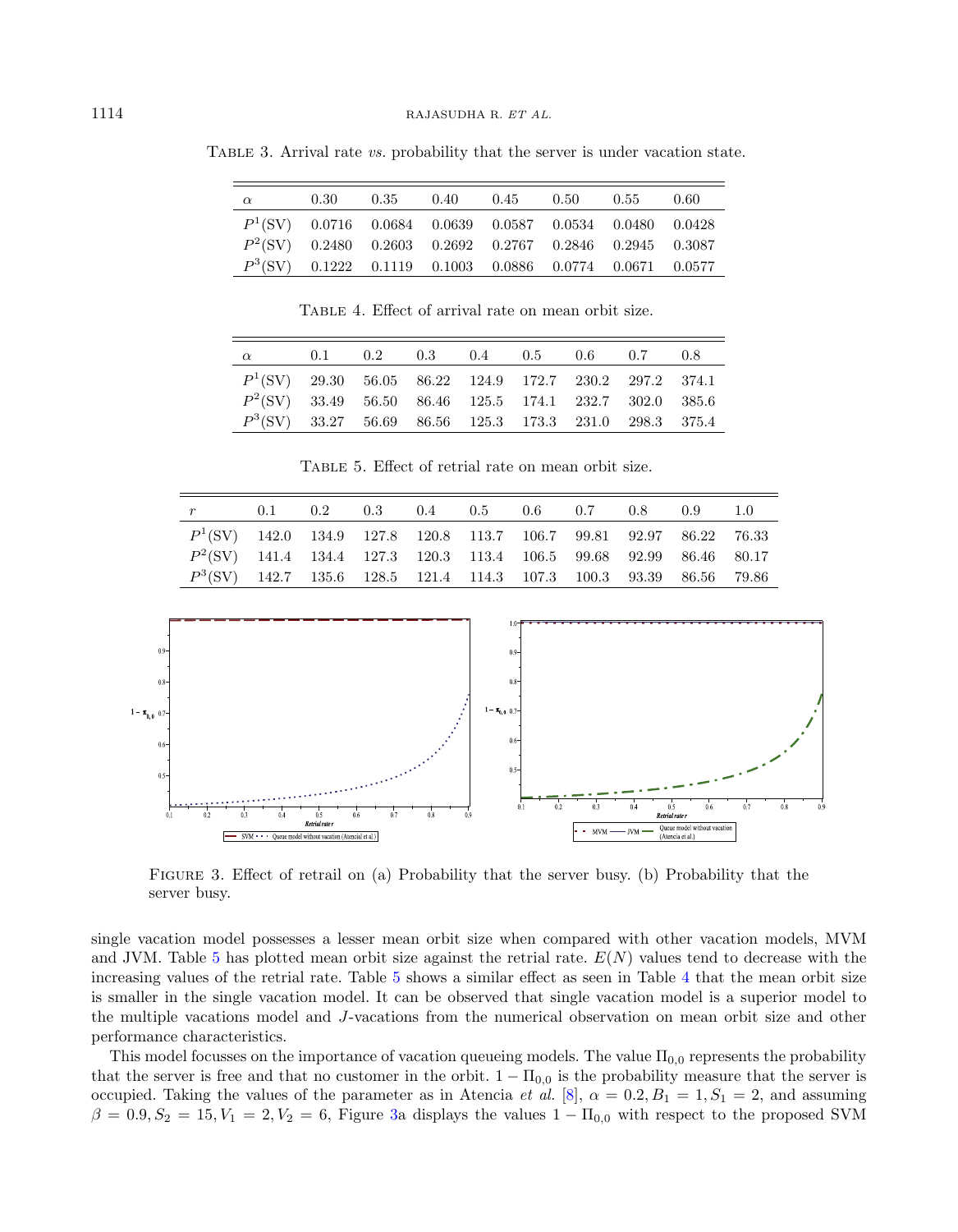Table 3. Arrival rate *vs.* probability that the server is under vacation state.

| $\alpha$ | 0.30 | 0.35 | 0.40 | 0.45 | 0.50 | 0.55 | 0.60 |
|---|---|---|---|---|---|---|---|
| $P^1$(SV) | 0.0716 | 0.0684 | 0.0639 | 0.0587 | 0.0534 | 0.0480 | 0.0428 |
| $P^2$(SV) | 0.2480 | 0.2603 | 0.2692 | 0.2767 | 0.2846 | 0.2945 | 0.3087 |
| $P^3$(SV) | 0.1222 | 0.1119 | 0.1003 | 0.0886 | 0.0774 | 0.0671 | 0.0577 |

Table 4. Effect of arrival rate on mean orbit size.

| $\alpha$ | 0.1 | 0.2 | 0.3 | 0.4 | 0.5 | 0.6 | 0.7 | 0.8 |
|---|---|---|---|---|---|---|---|---|
| $P^1$(SV) | 29.30 | 56.05 | 86.22 | 124.9 | 172.7 | 230.2 | 297.2 | 374.1 |
| $P^2$(SV) | 33.49 | 56.50 | 86.46 | 125.5 | 174.1 | 232.7 | 302.0 | 385.6 |
| $P^3$(SV) | 33.27 | 56.69 | 86.56 | 125.3 | 173.3 | 231.0 | 298.3 | 375.4 |

Table 5. Effect of retrial rate on mean orbit size.

| $r$ | 0.1 | 0.2 | 0.3 | 0.4 | 0.5 | 0.6 | 0.7 | 0.8 | 0.9 | 1.0 |
|---|---|---|---|---|---|---|---|---|---|---|
| $P^1$(SV) | 142.0 | 134.9 | 127.8 | 120.8 | 113.7 | 106.7 | 99.81 | 92.97 | 86.22 | 76.33 |
| $P^2$(SV) | 141.4 | 134.4 | 127.3 | 120.3 | 113.4 | 106.5 | 99.68 | 92.99 | 86.46 | 80.17 |
| $P^3$(SV) | 142.7 | 135.6 | 128.5 | 121.4 | 114.3 | 107.3 | 100.3 | 93.39 | 86.56 | 79.86 |

Figure 3. Effect of retrail on (a) Probability that the server busy. (b) Probability that the server busy.

single vacation model possesses a lesser mean orbit size when compared with other vacation models, MVM and JVM. Table 5 has plotted mean orbit size against the retrial rate. $E(N)$ values tend to decrease with the increasing values of the retrial rate. Table 5 shows a similar effect as seen in Table 4 that the mean orbit size is smaller in the single vacation model. It can be observed that single vacation model is a superior model to the multiple vacations model and $J$-vacations from the numerical observation on mean orbit size and other performance characteristics.

This model focusses on the importance of vacation queueing models. The value $\Pi_{0,0}$ represents the probability that the server is free and that no customer in the orbit. $1 - \Pi_{0,0}$ is the probability measure that the server is occupied. Taking the values of the parameter as in Atencia *et al.* [8], $\alpha = 0.2, B_1 = 1, S_1 = 2$, and assuming $\beta = 0.9, S_2 = 15, V_1 = 2, V_2 = 6$, Figure 3a displays the values $1 - \Pi_{0,0}$ with respect to the proposed SVM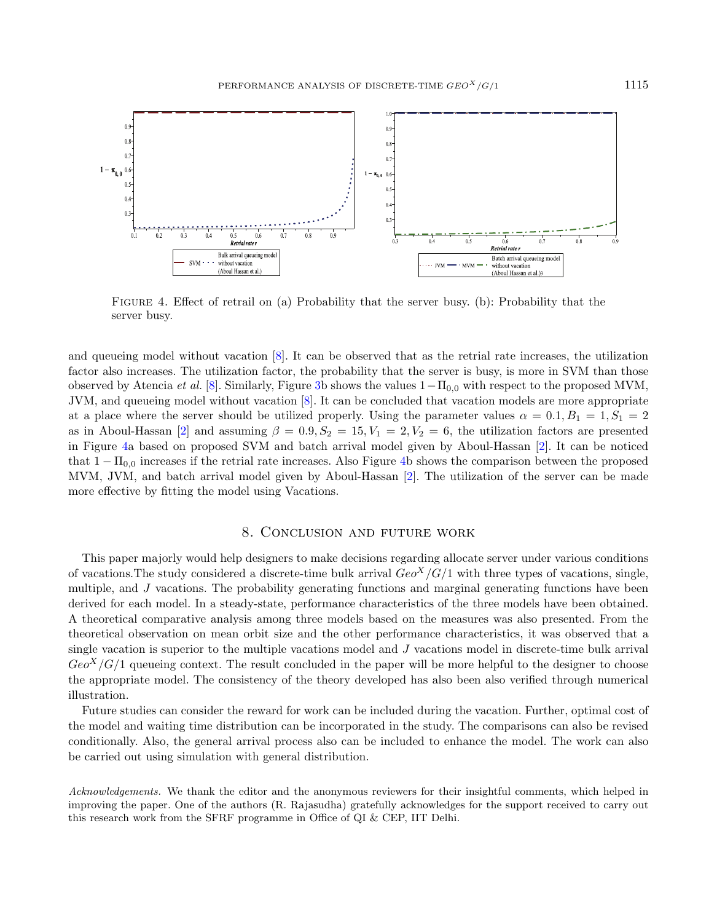FIGURE 4. Effect of retrail on (a) Probability that the server busy. (b): Probability that the server busy.

and queueing model without vacation [8]. It can be observed that as the retrial rate increases, the utilization factor also increases. The utilization factor, the probability that the server is busy, is more in SVM than those observed by Atencia *et al.* [8]. Similarly, Figure 3b shows the values $1-\Pi_{0,0}$ with respect to the proposed MVM, JVM, and queueing model without vacation [8]. It can be concluded that vacation models are more appropriate at a place where the server should be utilized properly. Using the parameter values $\alpha = 0.1, B_1 = 1, S_1 = 2$ as in Aboul-Hassan [2] and assuming $\beta = 0.9, S_2 = 15, V_1 = 2, V_2 = 6$, the utilization factors are presented in Figure 4a based on proposed SVM and batch arrival model given by Aboul-Hassan [2]. It can be noticed that $1-\Pi_{0,0}$ increases if the retrial rate increases. Also Figure 4b shows the comparison between the proposed MVM, JVM, and batch arrival model given by Aboul-Hassan [2]. The utilization of the server can be made more effective by fitting the model using Vacations.

## 8. Conclusion and future work

This paper majorly would help designers to make decisions regarding allocate server under various conditions of vacations.The study considered a discrete-time bulk arrival $Geo^X/G/1$ with three types of vacations, single, multiple, and $J$ vacations. The probability generating functions and marginal generating functions have been derived for each model. In a steady-state, performance characteristics of the three models have been obtained. A theoretical comparative analysis among three models based on the measures was also presented. From the theoretical observation on mean orbit size and the other performance characteristics, it was observed that a single vacation is superior to the multiple vacations model and $J$ vacations model in discrete-time bulk arrival $Geo^X/G/1$ queueing context. The result concluded in the paper will be more helpful to the designer to choose the appropriate model. The consistency of the theory developed has also been also verified through numerical illustration.

Future studies can consider the reward for work can be included during the vacation. Further, optimal cost of the model and waiting time distribution can be incorporated in the study. The comparisons can also be revised conditionally. Also, the general arrival process also can be included to enhance the model. The work can also be carried out using simulation with general distribution.

*Acknowledgements.* We thank the editor and the anonymous reviewers for their insightful comments, which helped in improving the paper. One of the authors (R. Rajasudha) gratefully acknowledges for the support received to carry out this research work from the SFRF programme in Office of QI & CEP, IIT Delhi.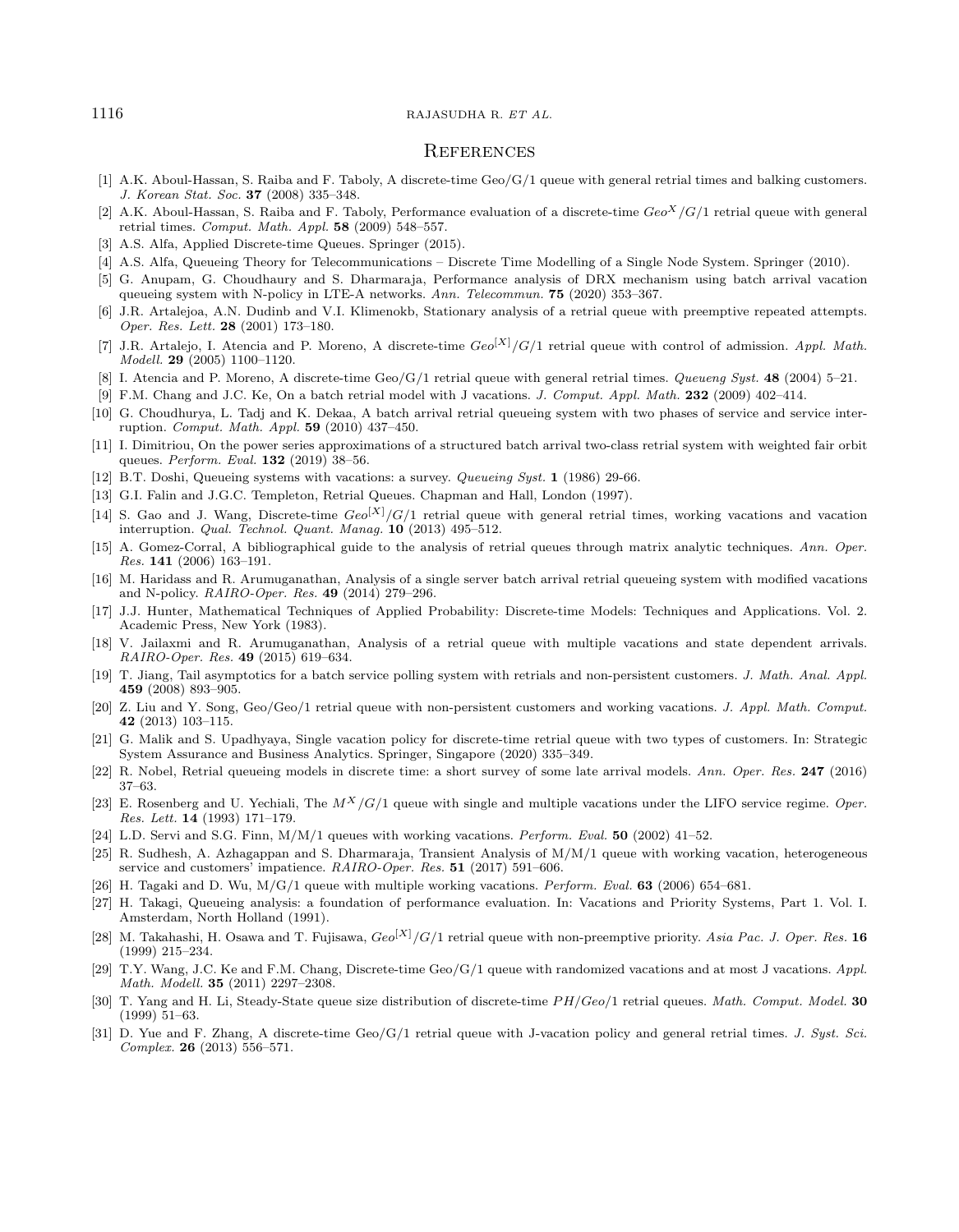## References

[1] A.K. Aboul-Hassan, S. Raiba and F. Taboly, A discrete-time Geo/G/1 queue with general retrial times and balking customers. *J. Korean Stat. Soc.* **37** (2008) 335–348.

[2] A.K. Aboul-Hassan, S. Raiba and F. Taboly, Performance evaluation of a discrete-time $Geo^X/G/1$ retrial queue with general retrial times. *Comput. Math. Appl.* **58** (2009) 548–557.

[3] A.S. Alfa, Applied Discrete-time Queues. Springer (2015).

[4] A.S. Alfa, Queueing Theory for Telecommunications – Discrete Time Modelling of a Single Node System. Springer (2010).

[5] G. Anupam, G. Choudhaury and S. Dharmaraja, Performance analysis of DRX mechanism using batch arrival vacation queueing system with N-policy in LTE-A networks. *Ann. Telecommun.* **75** (2020) 353–367.

[6] J.R. Artalejoa, A.N. Dudinb and V.I. Klimenokb, Stationary analysis of a retrial queue with preemptive repeated attempts. *Oper. Res. Lett.* **28** (2001) 173–180.

[7] J.R. Artalejo, I. Atencia and P. Moreno, A discrete-time $Geo^{[X]}/G/1$ retrial queue with control of admission. *Appl. Math. Modell.* **29** (2005) 1100–1120.

[8] I. Atencia and P. Moreno, A discrete-time Geo/G/1 retrial queue with general retrial times. *Queueng Syst.* **48** (2004) 5–21.

[9] F.M. Chang and J.C. Ke, On a batch retrial model with J vacations. *J. Comput. Appl. Math.* **232** (2009) 402–414.

[10] G. Choudhurya, L. Tadj and K. Dekaa, A batch arrival retrial queueing system with two phases of service and service interruption. *Comput. Math. Appl.* **59** (2010) 437–450.

[11] I. Dimitriou, On the power series approximations of a structured batch arrival two-class retrial system with weighted fair orbit queues. *Perform. Eval.* **132** (2019) 38–56.

[12] B.T. Doshi, Queueing systems with vacations: a survey. *Queueing Syst.* **1** (1986) 29-66.

[13] G.I. Falin and J.G.C. Templeton, Retrial Queues. Chapman and Hall, London (1997).

[14] S. Gao and J. Wang, Discrete-time $Geo^{[X]}/G/1$ retrial queue with general retrial times, working vacations and vacation interruption. *Qual. Technol. Quant. Manag.* **10** (2013) 495–512.

[15] A. Gomez-Corral, A bibliographical guide to the analysis of retrial queues through matrix analytic techniques. *Ann. Oper. Res.* **141** (2006) 163–191.

[16] M. Haridass and R. Arumuganathan, Analysis of a single server batch arrival retrial queueing system with modified vacations and N-policy. *RAIRO-Oper. Res.* **49** (2014) 279–296.

[17] J.J. Hunter, Mathematical Techniques of Applied Probability: Discrete-time Models: Techniques and Applications. Vol. 2. Academic Press, New York (1983).

[18] V. Jailaxmi and R. Arumuganathan, Analysis of a retrial queue with multiple vacations and state dependent arrivals. *RAIRO-Oper. Res.* **49** (2015) 619–634.

[19] T. Jiang, Tail asymptotics for a batch service polling system with retrials and non-persistent customers. *J. Math. Anal. Appl.* **459** (2008) 893–905.

[20] Z. Liu and Y. Song, Geo/Geo/1 retrial queue with non-persistent customers and working vacations. *J. Appl. Math. Comput.* **42** (2013) 103–115.

[21] G. Malik and S. Upadhyaya, Single vacation policy for discrete-time retrial queue with two types of customers. In: Strategic System Assurance and Business Analytics. Springer, Singapore (2020) 335–349.

[22] R. Nobel, Retrial queueing models in discrete time: a short survey of some late arrival models. *Ann. Oper. Res.* **247** (2016) 37–63.

[23] E. Rosenberg and U. Yechiali, The $M^X/G/1$ queue with single and multiple vacations under the LIFO service regime. *Oper. Res. Lett.* **14** (1993) 171–179.

[24] L.D. Servi and S.G. Finn, M/M/1 queues with working vacations. *Perform. Eval.* **50** (2002) 41–52.

[25] R. Sudhesh, A. Azhagappan and S. Dharmaraja, Transient Analysis of M/M/1 queue with working vacation, heterogeneous service and customers' impatience. *RAIRO-Oper. Res.* **51** (2017) 591–606.

[26] H. Tagaki and D. Wu, M/G/1 queue with multiple working vacations. *Perform. Eval.* **63** (2006) 654–681.

[27] H. Takagi, Queueing analysis: a foundation of performance evaluation. In: Vacations and Priority Systems, Part 1. Vol. I. Amsterdam, North Holland (1991).

[28] M. Takahashi, H. Osawa and T. Fujisawa, $Geo^{[X]}/G/1$ retrial queue with non-preemptive priority. *Asia Pac. J. Oper. Res.* **16** (1999) 215–234.

[29] T.Y. Wang, J.C. Ke and F.M. Chang, Discrete-time Geo/G/1 queue with randomized vacations and at most J vacations. *Appl. Math. Modell.* **35** (2011) 2297–2308.

[30] T. Yang and H. Li, Steady-State queue size distribution of discrete-time $PH/Geo/1$ retrial queues. *Math. Comput. Model.* **30** (1999) 51–63.

[31] D. Yue and F. Zhang, A discrete-time Geo/G/1 retrial queue with J-vacation policy and general retrial times. *J. Syst. Sci. Complex.* **26** (2013) 556–571.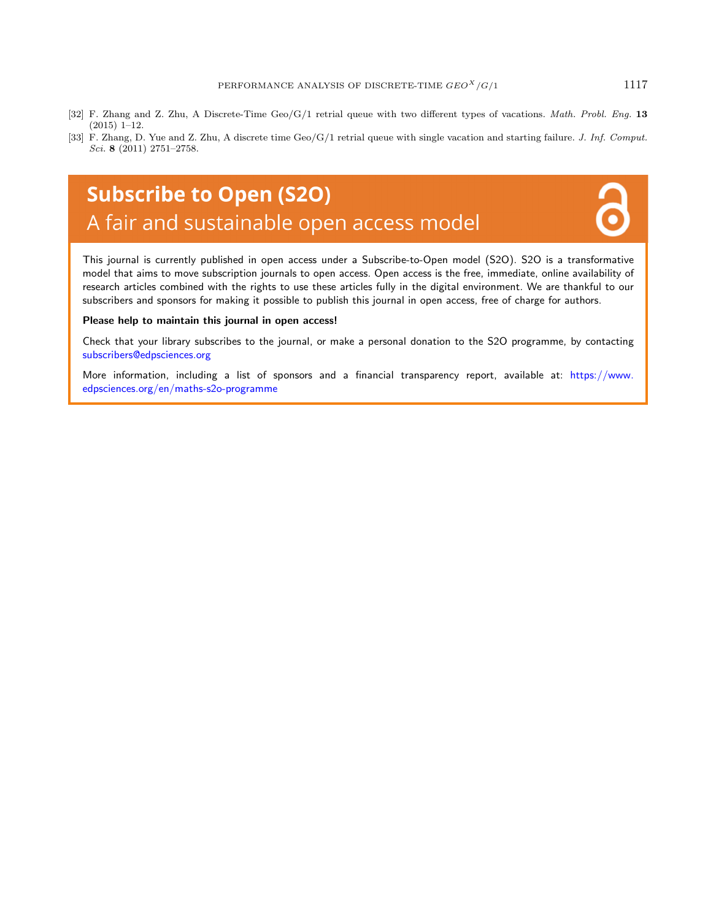[32] F. Zhang and Z. Zhu, A Discrete-Time Geo/G/1 retrial queue with two different types of vacations. *Math. Probl. Eng.* **13** (2015) 1–12.

[33] F. Zhang, D. Yue and Z. Zhu, A discrete time Geo/G/1 retrial queue with single vacation and starting failure. *J. Inf. Comput. Sci.* **8** (2011) 2751–2758.

## Subscribe to Open (S2O)

### A fair and sustainable open access model

This journal is currently published in open access under a Subscribe-to-Open model (S2O). S2O is a transformative model that aims to move subscription journals to open access. Open access is the free, immediate, online availability of research articles combined with the rights to use these articles fully in the digital environment. We are thankful to our subscribers and sponsors for making it possible to publish this journal in open access, free of charge for authors.

**Please help to maintain this journal in open access!**

Check that your library subscribes to the journal, or make a personal donation to the S2O programme, by contacting subscribers@edpsciences.org

More information, including a list of sponsors and a financial transparency report, available at: https://www.edpsciences.org/en/maths-s2o-programme